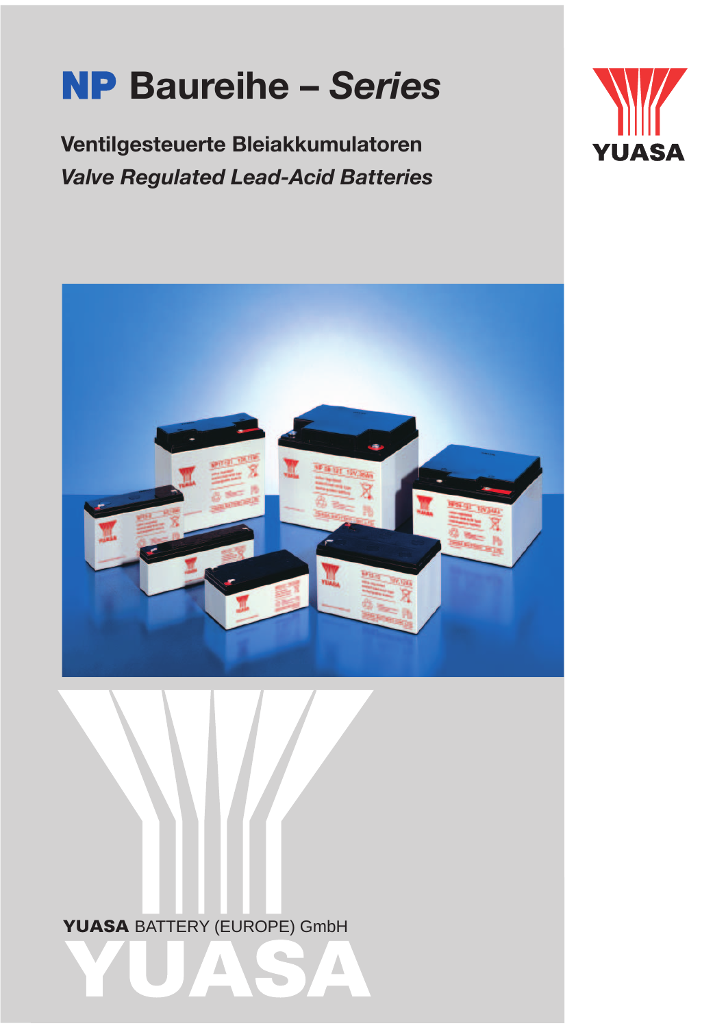# **NP** Baureihe – *Series*

**Ventilgesteuerte Bleiakkumulatoren**

***Valve Regulated Lead-Acid Batteries***

YUASA

**YUASA** BATTERY (EUROPE) GmbH

YUASA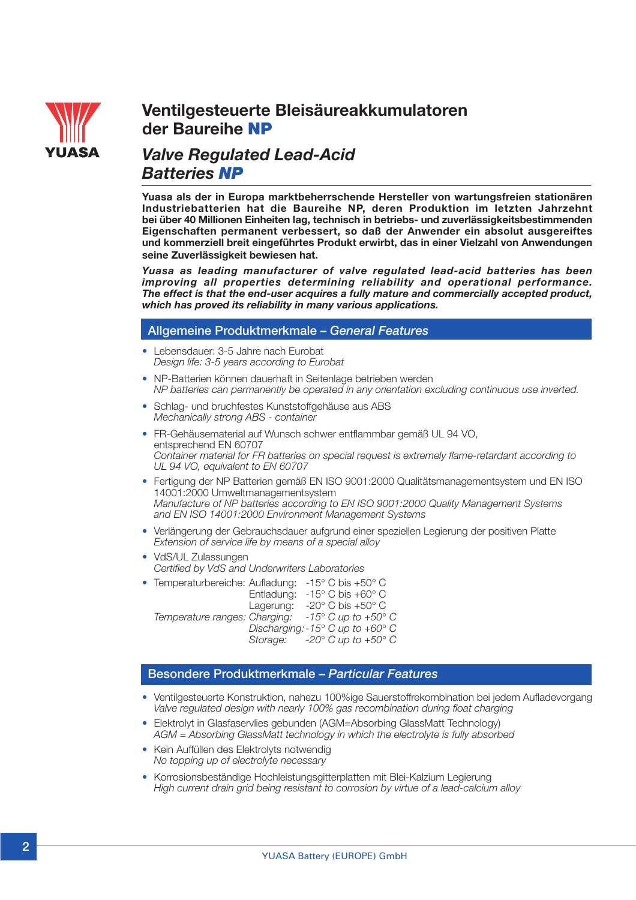YUASA

# Ventilgesteuerte Bleisäureakkumulatoren der Baureihe NP

# *Valve Regulated Lead-Acid Batteries NP*

**Yuasa als der in Europa marktbeherrschende Hersteller von wartungsfreien stationären Industriebatterien hat die Baureihe NP, deren Produktion im letzten Jahrzehnt bei über 40 Millionen Einheiten lag, technisch in betriebs- und zuverlässigkeitsbestimmenden Eigenschaften permanent verbessert, so daß der Anwender ein absolut ausgereiftes und kommerziell breit eingeführtes Produkt erwirbt, das in einer Vielzahl von Anwendungen seine Zuverlässigkeit bewiesen hat.**

***Yuasa as leading manufacturer of valve regulated lead-acid batteries has been improving all properties determining reliability and operational performance. The effect is that the end-user acquires a fully mature and commercially accepted product, which has proved its reliability in many various applications.***

## Allgemeine Produktmerkmale – *General Features*

- Lebensdauer: 3-5 Jahre nach Eurobat
  *Design life: 3-5 years according to Eurobat*
- NP-Batterien können dauerhaft in Seitenlage betrieben werden
  *NP batteries can permanently be operated in any orientation excluding continuous use inverted.*
- Schlag- und bruchfestes Kunststoffgehäuse aus ABS
  *Mechanically strong ABS - container*
- FR-Gehäusematerial auf Wunsch schwer entflammbar gemäß UL 94 VO, entsprechend EN 60707
  *Container material for FR batteries on special request is extremely flame-retardant according to UL 94 VO, equivalent to EN 60707*
- Fertigung der NP Batterien gemäß EN ISO 9001:2000 Qualitätsmanagementsystem und EN ISO 14001:2000 Umweltmanagementsystem
  *Manufacture of NP batteries according to EN ISO 9001:2000 Quality Management Systems and EN ISO 14001:2000 Environment Management Systems*
- Verlängerung der Gebrauchsdauer aufgrund einer speziellen Legierung der positiven Platte
  *Extension of service life by means of a special alloy*
- VdS/UL Zulassungen
  *Certified by VdS and Underwriters Laboratories*
- Temperaturbereiche: Aufladung: -15° C bis +50° C
  Entladung: -15° C bis +60° C
  Lagerung: -20° C bis +50° C
  *Temperature ranges: Charging: -15° C up to +50° C*
  *Discharging: -15° C up to +60° C*
  *Storage: -20° C up to +50° C*

## Besondere Produktmerkmale – *Particular Features*

- Ventilgesteuerte Konstruktion, nahezu 100%ige Sauerstoffrekombination bei jedem Aufladevorgang
  *Valve regulated design with nearly 100% gas recombination during float charging*
- Elektrolyt in Glasfaservlies gebunden (AGM=Absorbing GlassMatt Technology)
  *AGM = Absorbing GlassMatt technology in which the electrolyte is fully absorbed*
- Kein Auffüllen des Elektrolyts notwendig
  *No topping up of electrolyte necessary*
- Korrosionsbeständige Hochleistungsgitterplatten mit Blei-Kalzium Legierung
  *High current drain grid being resistant to corrosion by virtue of a lead-calcium alloy*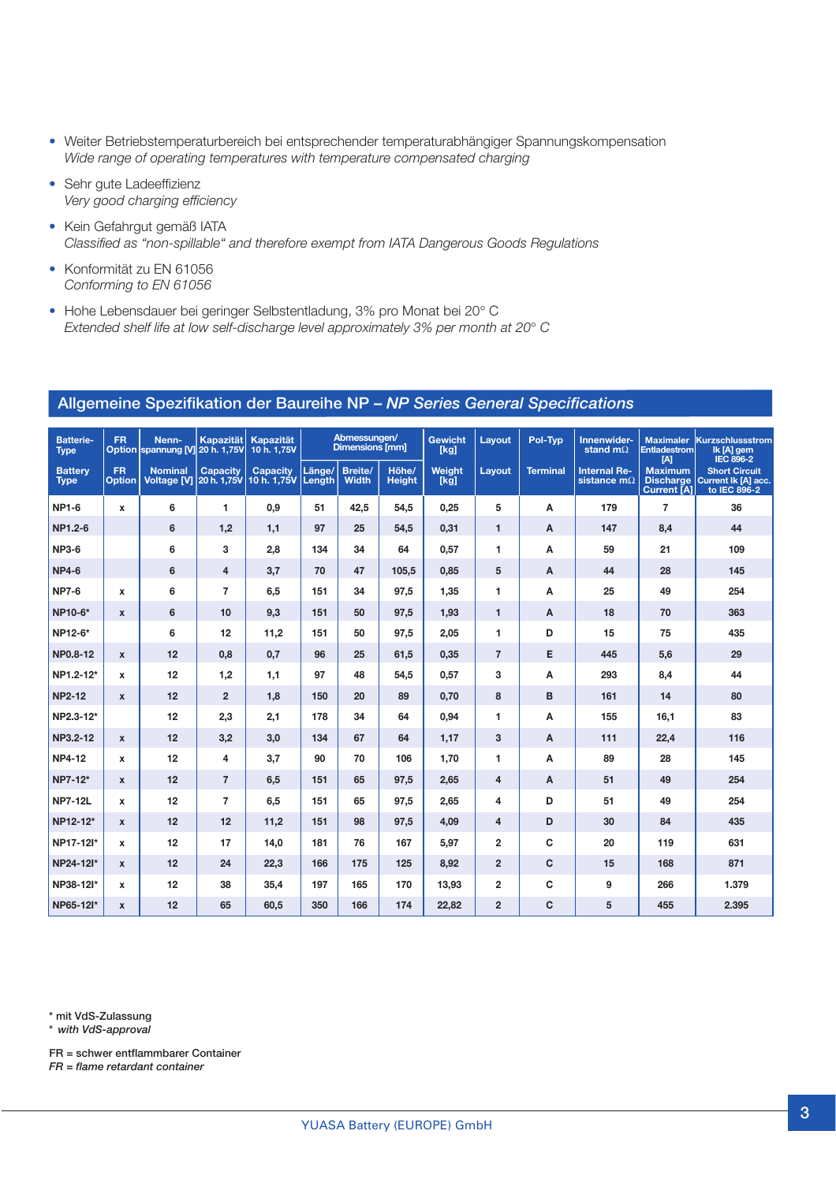- Weiter Betriebstemperaturbereich bei entsprechender temperaturabhängiger Spannungskompensation
  *Wide range of operating temperatures with temperature compensated charging*
- Sehr gute Ladeeffizienz
  *Very good charging efficiency*
- Kein Gefahrgut gemäß IATA
  *Classified as "non-spillable" and therefore exempt from IATA Dangerous Goods Regulations*
- Konformität zu EN 61056
  *Conforming to EN 61056*
- Hohe Lebensdauer bei geringer Selbstentladung, 3% pro Monat bei 20° C
  *Extended shelf life at low self-discharge level approximately 3% per month at 20° C*

## Allgemeine Spezifikation der Baureihe NP – *NP Series General Specifications*

| Batterie-Type / *Battery Type* | FR Option / *FR Option* | Nenn-spannung [V] / *Nominal Voltage [V]* | Kapazität 20 h. 1,75V / *Capacity 20 h. 1,75V* | Kapazität 10 h. 1,75V / *Capacity 10 h. 1,75V* | Abmessungen/ Dimensions [mm] Länge/ *Length* | Breite/ *Width* | Höhe/ *Height* | Gewicht [kg] / *Weight [kg]* | Layout / *Layout* | Pol-Typ / *Terminal* | Innenwider-stand mΩ / *Internal Re-sistance mΩ* | Maximaler Entladestrom [A] / *Maximum Discharge Current [A]* | Kurzschlussstrom Ik [A] gem IEC 896-2 / *Short Circuit Current Ik [A] acc. to IEC 896-2* |
|---|---|---|---|---|---|---|---|---|---|---|---|---|---|
| NP1-6 | x | 6 | 1 | 0,9 | 51 | 42,5 | 54,5 | 0,25 | 5 | A | 179 | 7 | 36 |
| NP1.2-6 | | 6 | 1,2 | 1,1 | 97 | 25 | 54,5 | 0,31 | 1 | A | 147 | 8,4 | 44 |
| NP3-6 | | 6 | 3 | 2,8 | 134 | 34 | 64 | 0,57 | 1 | A | 59 | 21 | 109 |
| NP4-6 | | 6 | 4 | 3,7 | 70 | 47 | 105,5 | 0,85 | 5 | A | 44 | 28 | 145 |
| NP7-6 | x | 6 | 7 | 6,5 | 151 | 34 | 97,5 | 1,35 | 1 | A | 25 | 49 | 254 |
| NP10-6* | x | 6 | 10 | 9,3 | 151 | 50 | 97,5 | 1,93 | 1 | A | 18 | 70 | 363 |
| NP12-6* | | 6 | 12 | 11,2 | 151 | 50 | 97,5 | 2,05 | 1 | D | 15 | 75 | 435 |
| NP0.8-12 | x | 12 | 0,8 | 0,7 | 96 | 25 | 61,5 | 0,35 | 7 | E | 445 | 5,6 | 29 |
| NP1.2-12* | x | 12 | 1,2 | 1,1 | 97 | 48 | 54,5 | 0,57 | 3 | A | 293 | 8,4 | 44 |
| NP2-12 | x | 12 | 2 | 1,8 | 150 | 20 | 89 | 0,70 | 8 | B | 161 | 14 | 80 |
| NP2.3-12* | | 12 | 2,3 | 2,1 | 178 | 34 | 64 | 0,94 | 1 | A | 155 | 16,1 | 83 |
| NP3.2-12 | x | 12 | 3,2 | 3,0 | 134 | 67 | 64 | 1,17 | 3 | A | 111 | 22,4 | 116 |
| NP4-12 | x | 12 | 4 | 3,7 | 90 | 70 | 106 | 1,70 | 1 | A | 89 | 28 | 145 |
| NP7-12* | x | 12 | 7 | 6,5 | 151 | 65 | 97,5 | 2,65 | 4 | A | 51 | 49 | 254 |
| NP7-12L | x | 12 | 7 | 6,5 | 151 | 65 | 97,5 | 2,65 | 4 | D | 51 | 49 | 254 |
| NP12-12* | x | 12 | 12 | 11,2 | 151 | 98 | 97,5 | 4,09 | 4 | D | 30 | 84 | 435 |
| NP17-12I* | x | 12 | 17 | 14,0 | 181 | 76 | 167 | 5,97 | 2 | C | 20 | 119 | 631 |
| NP24-12I* | x | 12 | 24 | 22,3 | 166 | 175 | 125 | 8,92 | 2 | C | 15 | 168 | 871 |
| NP38-12I* | x | 12 | 38 | 35,4 | 197 | 165 | 170 | 13,93 | 2 | C | 9 | 266 | 1.379 |
| NP65-12I* | x | 12 | 65 | 60,5 | 350 | 166 | 174 | 22,82 | 2 | C | 5 | 455 | 2.395 |

\* mit VdS-Zulassung
\* *with VdS-approval*

FR = schwer entflammbarer Container
*FR = flame retardant container*

YUASA Battery (EUROPE) GmbH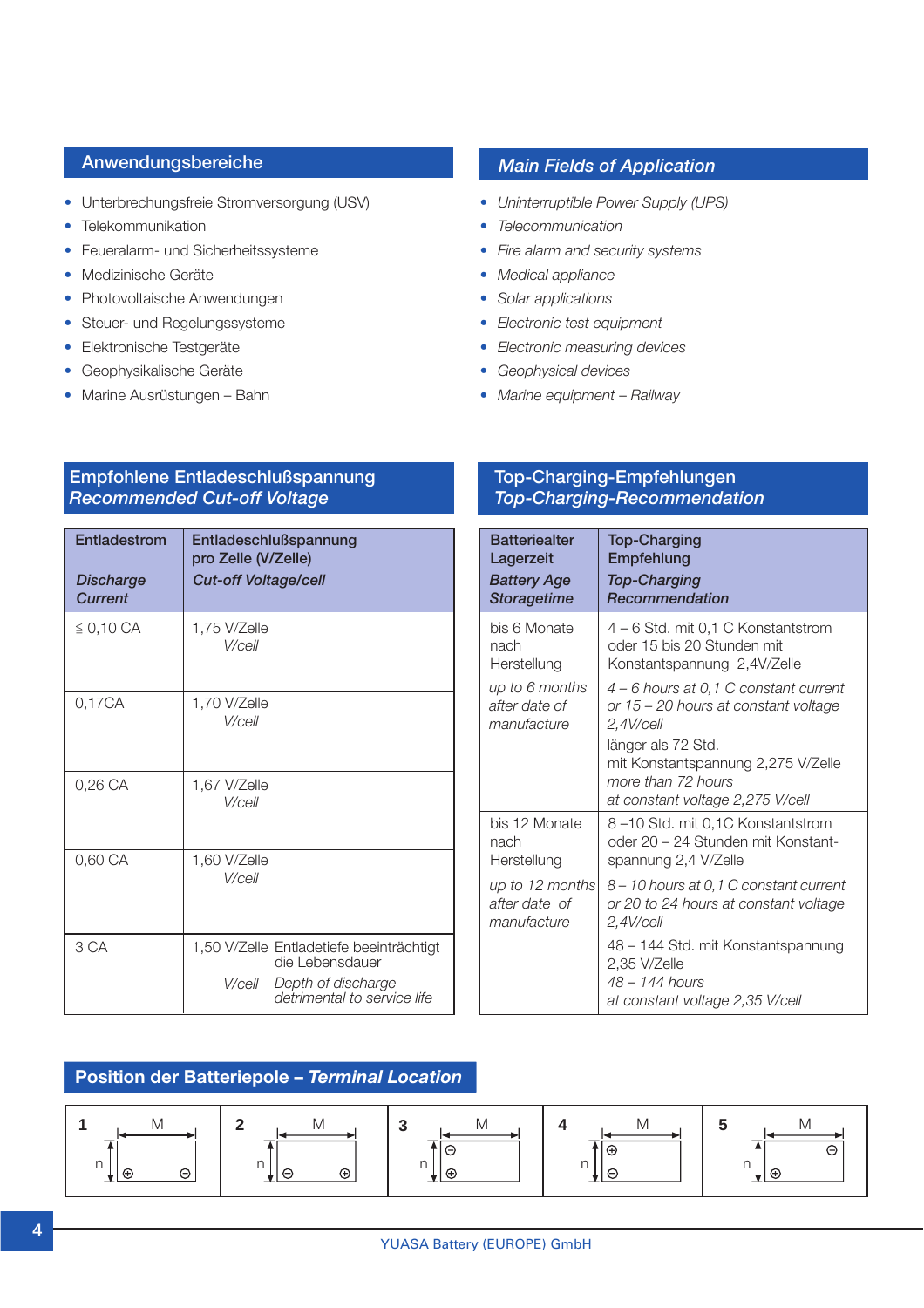## Anwendungsbereiche

- Unterbrechungsfreie Stromversorgung (USV)
- Telekommunikation
- Feueralarm- und Sicherheitssysteme
- Medizinische Geräte
- Photovoltaische Anwendungen
- Steuer- und Regelungssysteme
- Elektronische Testgeräte
- Geophysikalische Geräte
- Marine Ausrüstungen – Bahn

## *Main Fields of Application*

- *Uninterruptible Power Supply (UPS)*
- *Telecommunication*
- *Fire alarm and security systems*
- *Medical appliance*
- *Solar applications*
- *Electronic test equipment*
- *Electronic measuring devices*
- *Geophysical devices*
- *Marine equipment – Railway*

## Empfohlene Entladeschlußspannung *Recommended Cut-off Voltage*

| Entladestrom *Discharge Current* | Entladeschlußspannung pro Zelle (V/Zelle) *Cut-off Voltage/cell* |
|---|---|
| ≦ 0,10 CA | 1,75 V/Zelle *V/cell* |
| 0,17CA | 1,70 V/Zelle *V/cell* |
| 0,26 CA | 1,67 V/Zelle *V/cell* |
| 0,60 CA | 1,60 V/Zelle *V/cell* |
| 3 CA | 1,50 V/Zelle *V/cell* Entladetiefe beeinträchtigt die Lebensdauer *Depth of discharge detrimental to service life* |

## Top-Charging-Empfehlungen *Top-Charging-Recommendation*

| Batteriealter Lagerzeit *Battery Age Storagetime* | Top-Charging Empfehlung *Top-Charging Recommendation* |
|---|---|
| bis 6 Monate nach Herstellung *up to 6 months after date of manufacture* | 4 – 6 Std. mit 0,1 C Konstantstrom oder 15 bis 20 Stunden mit Konstantspannung 2,4V/Zelle *4 – 6 hours at 0,1 C constant current or 15 – 20 hours at constant voltage 2,4V/cell* länger als 72 Std. mit Konstantspannung 2,275 V/Zelle *more than 72 hours at constant voltage 2,275 V/cell* |
| bis 12 Monate nach Herstellung *up to 12 months after date of manufacture* | 8 –10 Std. mit 0,1C Konstantstrom oder 20 – 24 Stunden mit Konstant-spannung 2,4 V/Zelle *8 – 10 hours at 0,1 C constant current or 20 to 24 hours at constant voltage 2,4V/cell* 48 – 144 Std. mit Konstantspannung 2,35 V/Zelle *48 – 144 hours at constant voltage 2,35 V/cell* |

## Position der Batteriepole – *Terminal Location*

| 1 | 2 | 3 | 4 | 5 |
|---|---|---|---|---|
| M, n: ⊕ bottom left, ⊖ bottom right | M, n: ⊖ bottom left, ⊕ bottom right | M, n: ⊖ top left, ⊕ bottom left | M, n: ⊕ top left, ⊖ bottom left | M, n: ⊖ top right, ⊕ bottom left |

YUASA Battery (EUROPE) GmbH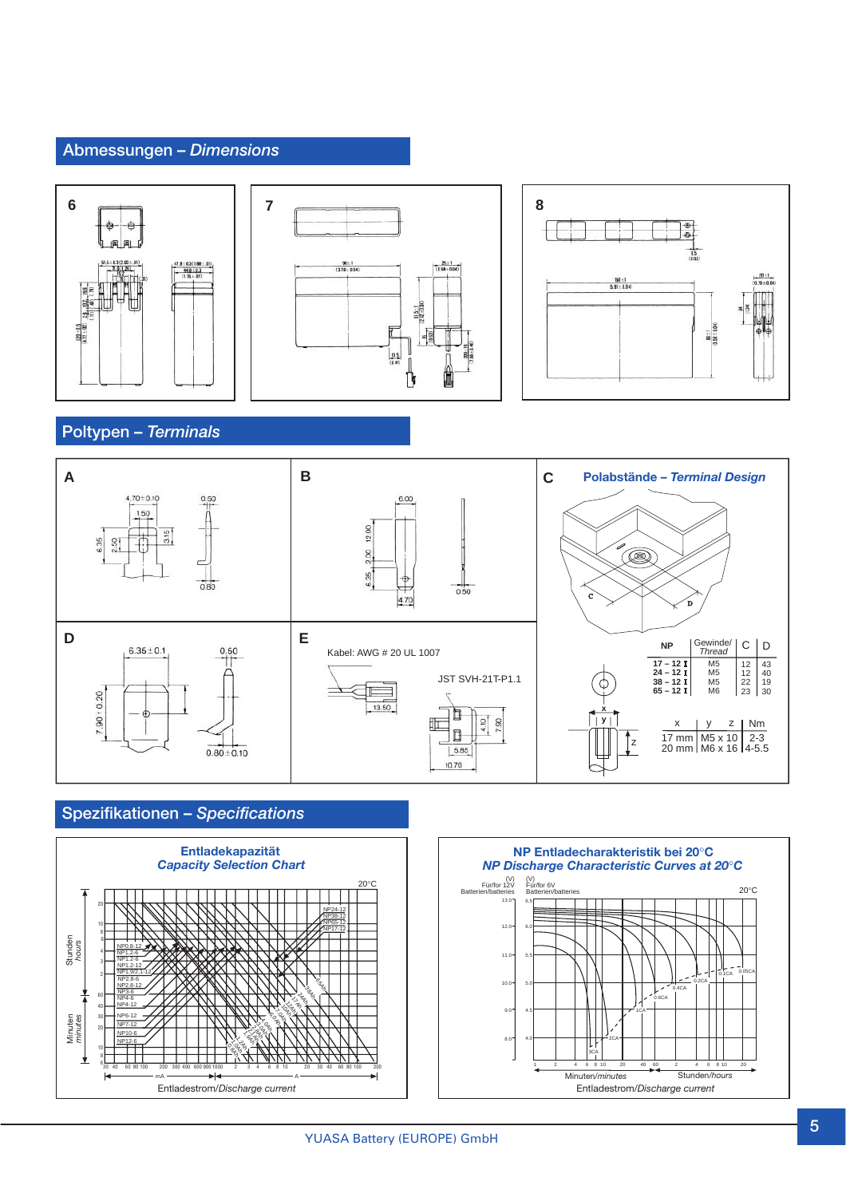## Abmessungen – *Dimensions*

6

7

8

## Poltypen – *Terminals*

A

B

C **Polabstände – *Terminal Design***

D

E

Kabel: AWG # 20 UL 1007

JST SVH-21T-P1.1

| NP | Gewinde/ *Thread* | C | D |
|---|---|---|---|
| 17 – 12 I | M5 | 12 | 43 |
| 24 – 12 I | M5 | 12 | 40 |
| 38 – 12 I | M5 | 22 | 19 |
| 65 – 12 I | M6 | 23 | 30 |

| x | y | z | Nm |
|---|---|---|---|
| 17 mm | M5 x 10 | | 2-3 |
| 20 mm | M6 x 16 | | 4-5.5 |

## Spezifikationen – *Specifications*

**Entladekapazität**
***Capacity Selection Chart***

20°C

Stunden *hours*

Minuten *minutes*

Entladestrom/*Discharge current*

**NP Entladecharakteristik bei 20°C**
***NP Discharge Characteristic Curves at 20°C***

20°C

(V) Für/for 12V Batterien/batteries

(V) Für/for 6V Batterien/batteries

Minuten/*minutes* Stunden/*hours*

Entladestrom/*Discharge current*

YUASA Battery (EUROPE) GmbH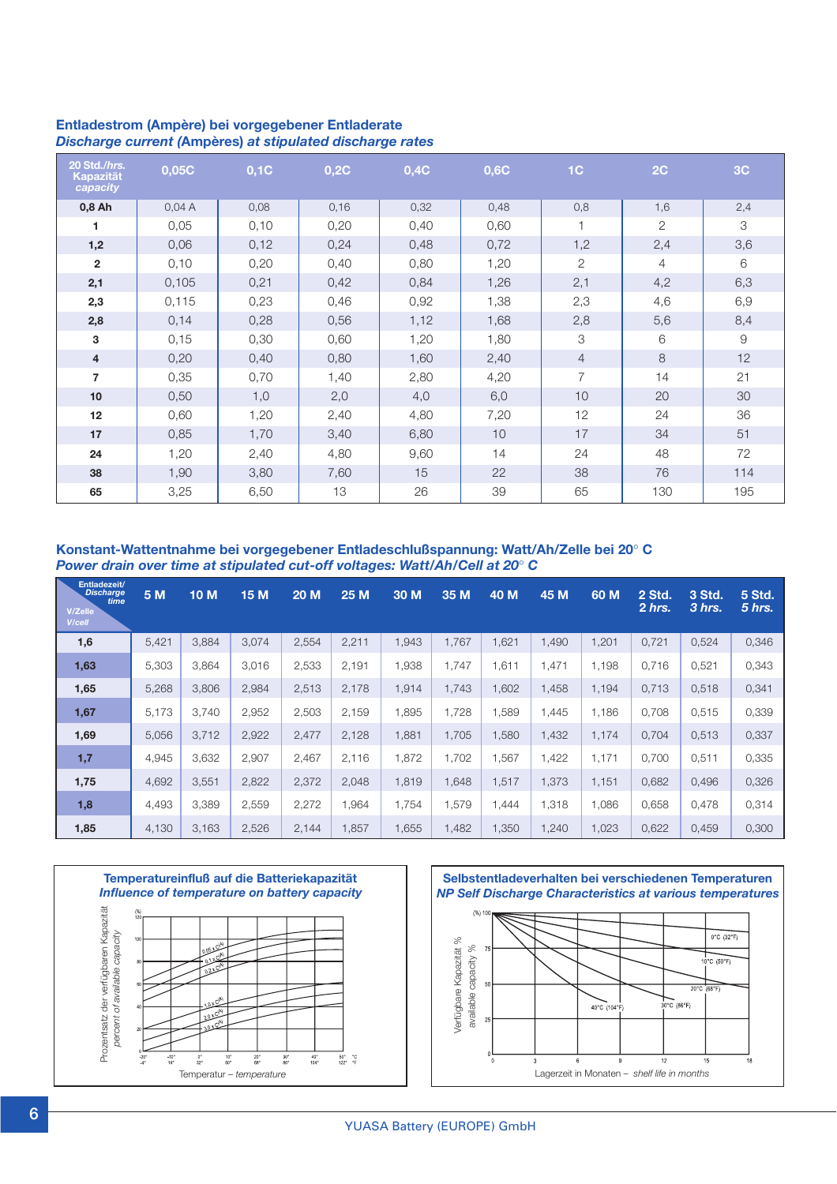## Entladestrom (Ampère) bei vorgegebener Entladerate
### *Discharge current (Ampères) at stipulated discharge rates*

| 20 Std./hrs. Kapazität *capacity* | 0,05C | 0,1C | 0,2C | 0,4C | 0,6C | 1C | 2C | 3C |
|---|---|---|---|---|---|---|---|---|
| **0,8 Ah** | 0,04 A | 0,08 | 0,16 | 0,32 | 0,48 | 0,8 | 1,6 | 2,4 |
| **1** | 0,05 | 0,10 | 0,20 | 0,40 | 0,60 | 1 | 2 | 3 |
| **1,2** | 0,06 | 0,12 | 0,24 | 0,48 | 0,72 | 1,2 | 2,4 | 3,6 |
| **2** | 0,10 | 0,20 | 0,40 | 0,80 | 1,20 | 2 | 4 | 6 |
| **2,1** | 0,105 | 0,21 | 0,42 | 0,84 | 1,26 | 2,1 | 4,2 | 6,3 |
| **2,3** | 0,115 | 0,23 | 0,46 | 0,92 | 1,38 | 2,3 | 4,6 | 6,9 |
| **2,8** | 0,14 | 0,28 | 0,56 | 1,12 | 1,68 | 2,8 | 5,6 | 8,4 |
| **3** | 0,15 | 0,30 | 0,60 | 1,20 | 1,80 | 3 | 6 | 9 |
| **4** | 0,20 | 0,40 | 0,80 | 1,60 | 2,40 | 4 | 8 | 12 |
| **7** | 0,35 | 0,70 | 1,40 | 2,80 | 4,20 | 7 | 14 | 21 |
| **10** | 0,50 | 1,0 | 2,0 | 4,0 | 6,0 | 10 | 20 | 30 |
| **12** | 0,60 | 1,20 | 2,40 | 4,80 | 7,20 | 12 | 24 | 36 |
| **17** | 0,85 | 1,70 | 3,40 | 6,80 | 10 | 17 | 34 | 51 |
| **24** | 1,20 | 2,40 | 4,80 | 9,60 | 14 | 24 | 48 | 72 |
| **38** | 1,90 | 3,80 | 7,60 | 15 | 22 | 38 | 76 | 114 |
| **65** | 3,25 | 6,50 | 13 | 26 | 39 | 65 | 130 | 195 |

## Konstant-Wattentnahme bei vorgegebener Entladeschlußspannung: Watt/Ah/Zelle bei 20° C
### *Power drain over time at stipulated cut-off voltages: Watt/Ah/Cell at 20° C*

| Entladezeit/ *Discharge time* — V/Zelle *V/cell* | 5 M | 10 M | 15 M | 20 M | 25 M | 30 M | 35 M | 40 M | 45 M | 60 M | 2 Std. *2 hrs.* | 3 Std. *3 hrs.* | 5 Std. *5 hrs.* |
|---|---|---|---|---|---|---|---|---|---|---|---|---|---|
| **1,6** | 5,421 | 3,884 | 3,074 | 2,554 | 2,211 | 1,943 | 1,767 | 1,621 | 1,490 | 1,201 | 0,721 | 0,524 | 0,346 |
| **1,63** | 5,303 | 3,864 | 3,016 | 2,533 | 2,191 | 1,938 | 1,747 | 1,611 | 1,471 | 1,198 | 0,716 | 0,521 | 0,343 |
| **1,65** | 5,268 | 3,806 | 2,984 | 2,513 | 2,178 | 1,914 | 1,743 | 1,602 | 1,458 | 1,194 | 0,713 | 0,518 | 0,341 |
| **1,67** | 5,173 | 3,740 | 2,952 | 2,503 | 2,159 | 1,895 | 1,728 | 1,589 | 1,445 | 1,186 | 0,708 | 0,515 | 0,339 |
| **1,69** | 5,056 | 3,712 | 2,922 | 2,477 | 2,128 | 1,881 | 1,705 | 1,580 | 1,432 | 1,174 | 0,704 | 0,513 | 0,337 |
| **1,7** | 4,945 | 3,632 | 2,907 | 2,467 | 2,116 | 1,872 | 1,702 | 1,567 | 1,422 | 1,171 | 0,700 | 0,511 | 0,335 |
| **1,75** | 4,692 | 3,551 | 2,822 | 2,372 | 2,048 | 1,819 | 1,648 | 1,517 | 1,373 | 1,151 | 0,682 | 0,496 | 0,326 |
| **1,8** | 4,493 | 3,389 | 2,559 | 2,272 | 1,964 | 1,754 | 1,579 | 1,444 | 1,318 | 1,086 | 0,658 | 0,478 | 0,314 |
| **1,85** | 4,130 | 3,163 | 2,526 | 2,144 | 1,857 | 1,655 | 1,482 | 1,350 | 1,240 | 1,023 | 0,622 | 0,459 | 0,300 |

### Temperatureinfluß auf die Batteriekapazität
### *Influence of temperature on battery capacity*

### Selbstentladeverhalten bei verschiedenen Temperaturen
### *NP Self Discharge Characteristics at various temperatures*

YUASA Battery (EUROPE) GmbH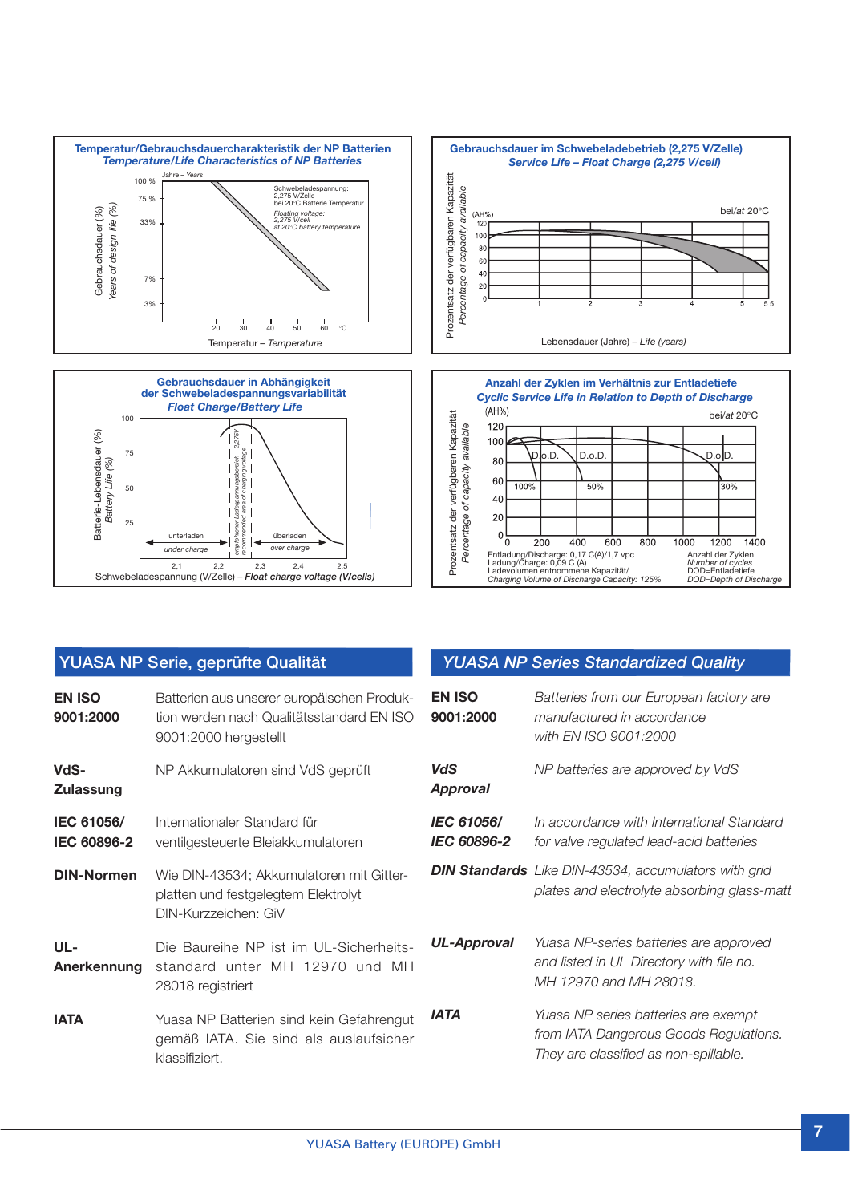**Temperatur/Gebrauchsdauercharakteristik der NP Batterien**
*Temperature/Life Characteristics of NP Batteries*

Jahre – Years

Gebrauchsdauer (%) *Years of design life (%)*

100 % · 75 % · 33% · 7% · 3%

Schwebeladespannung: 2,275 V/Zelle bei 20°C Batterie Temperatur
*Floating voltage: 2,275 V/cell at 20°C battery temperature*

20 · 30 · 40 · 50 · 60 °C

Temperatur – *Temperature*

**Gebrauchsdauer im Schwebeladebetrieb (2,275 V/Zelle)**
*Service Life – Float Charge (2,275 V/cell)*

Prozentsatz der verfügbaren Kapazität *Percentage of capacity available*

(AH%) 120 · 100 · 80 · 60 · 40 · 20 · 0

bei/*at* 20°C

1 · 2 · 3 · 4 · 5 · 5,5

Lebensdauer (Jahre) – *Life (years)*

**Gebrauchsdauer in Abhängigkeit der Schwebeladespannungsvariabilität**
*Float Charge/Battery Life*

Batterie-Lebensdauer (%) *Battery Life (%)*

100 · 75 · 50 · 25

unterladen *under charge* · überladen *over charge*

empfohlener Ladespannungsbereich 2,275V *recommended area of charging voltage*

2,1 · 2,2 · 2,3 · 2,4 · 2,5

Schwebeladespannung (V/Zelle) – *Float charge voltage (V/cells)*

**Anzahl der Zyklen im Verhältnis zur Entladetiefe**
*Cyclic Service Life in Relation to Depth of Discharge*

Prozentsatz der verfügbaren Kapazität *Percentage of capacity available*

(AH%) 120 · 100 · 80 · 60 · 40 · 20 · 0

bei/*at* 20°C

D.o.D. 100% · D.o.D. 50% · D.o.D. 30%

0 · 200 · 400 · 600 · 800 · 1000 · 1200 · 1400

Entladung/Discharge: 0,17 C(A)/1,7 vpc
Ladung/Charge: 0,09 C (A)
Ladevolumen entnommene Kapazität/
*Charging Volume of Discharge Capacity: 125%*

Anzahl der Zyklen
*Number of cycles*
DOD=Entladetiefe
*DOD=Depth of Discharge*

## YUASA NP Serie, geprüfte Qualität

**EN ISO 9001:2000**
Batterien aus unserer europäischen Produktion werden nach Qualitätsstandard EN ISO 9001:2000 hergestellt

**VdS-Zulassung**
NP Akkumulatoren sind VdS geprüft

**IEC 61056/ IEC 60896-2**
Internationaler Standard für ventilgesteuerte Bleiakkumulatoren

**DIN-Normen**
Wie DIN-43534; Akkumulatoren mit Gitterplatten und festgelegtem Elektrolyt DIN-Kurzzeichen: GiV

**UL-Anerkennung**
Die Baureihe NP ist im UL-Sicherheitsstandard unter MH 12970 und MH 28018 registriert

**IATA**
Yuasa NP Batterien sind kein Gefahrengut gemäß IATA. Sie sind als auslaufsicher klassifiziert.

## *YUASA NP Series Standardized Quality*

***EN ISO 9001:2000***
*Batteries from our European factory are manufactured in accordance with EN ISO 9001:2000*

***VdS Approval***
*NP batteries are approved by VdS*

***IEC 61056/ IEC 60896-2***
*In accordance with International Standard for valve regulated lead-acid batteries*

***DIN Standards***
*Like DIN-43534, accumulators with grid plates and electrolyte absorbing glass-matt*

***UL-Approval***
*Yuasa NP-series batteries are approved and listed in UL Directory with file no. MH 12970 and MH 28018.*

***IATA***
*Yuasa NP series batteries are exempt from IATA Dangerous Goods Regulations. They are classified as non-spillable.*

YUASA Battery (EUROPE) GmbH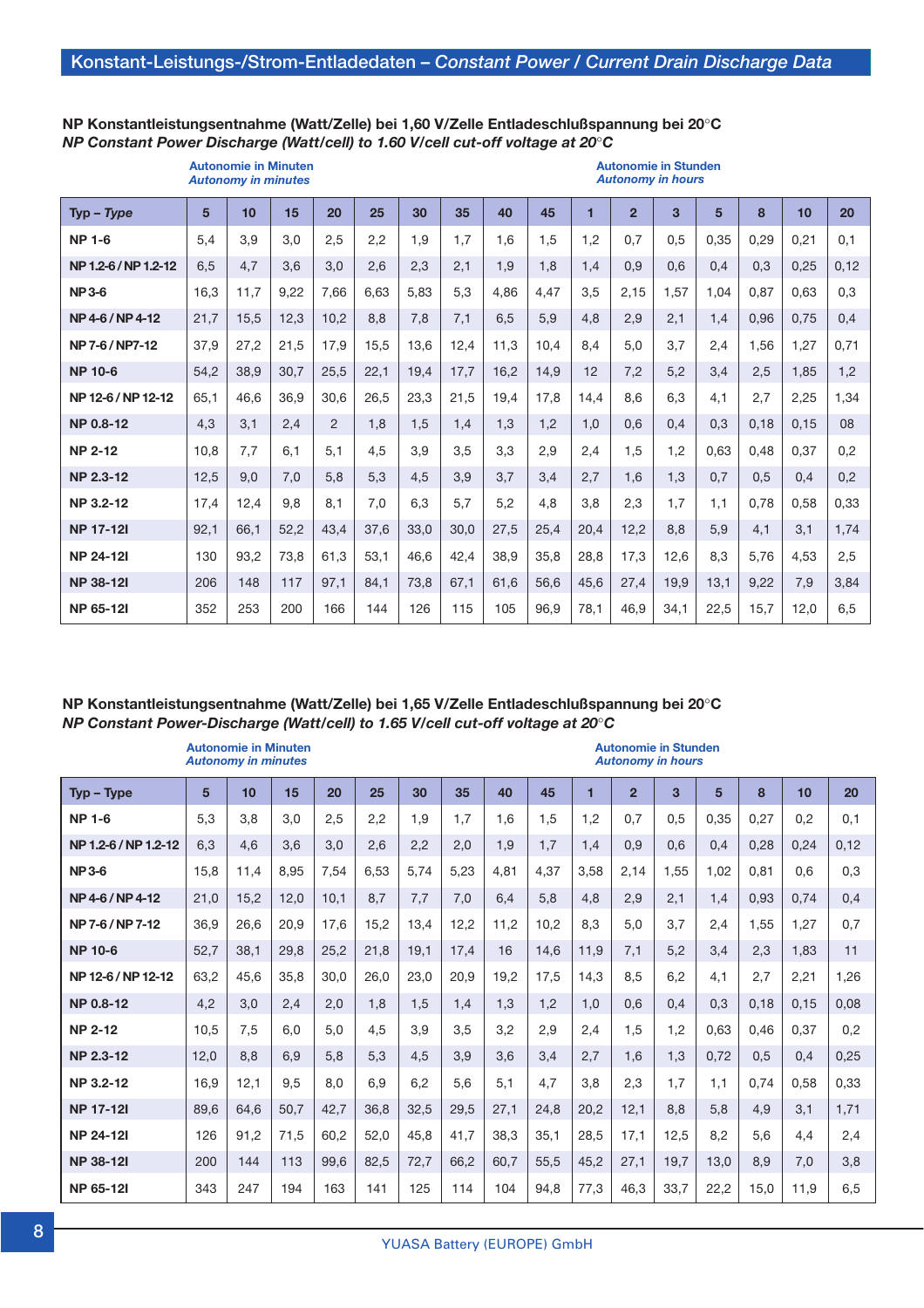# Konstant-Leistungs-/Strom-Entladedaten – *Constant Power / Current Drain Discharge Data*

**NP Konstantleistungsentnahme (Watt/Zelle) bei 1,60 V/Zelle Entladeschlußspannung bei 20°C**
***NP Constant Power Discharge (Watt/cell) to 1.60 V/cell cut-off voltage at 20°C***

| | Autonomie in Minuten *Autonomy in minutes* | | | | | | | | | Autonomie in Stunden *Autonomy in hours* | | | | | | |
|---|---|---|---|---|---|---|---|---|---|---|---|---|---|---|---|---|
| **Typ – *Type*** | **5** | **10** | **15** | **20** | **25** | **30** | **35** | **40** | **45** | **1** | **2** | **3** | **5** | **8** | **10** | **20** |
| **NP 1-6** | 5,4 | 3,9 | 3,0 | 2,5 | 2,2 | 1,9 | 1,7 | 1,6 | 1,5 | 1,2 | 0,7 | 0,5 | 0,35 | 0,29 | 0,21 | 0,1 |
| **NP 1.2-6 / NP 1.2-12** | 6,5 | 4,7 | 3,6 | 3,0 | 2,6 | 2,3 | 2,1 | 1,9 | 1,8 | 1,4 | 0,9 | 0,6 | 0,4 | 0,3 | 0,25 | 0,12 |
| **NP 3-6** | 16,3 | 11,7 | 9,22 | 7,66 | 6,63 | 5,83 | 5,3 | 4,86 | 4,47 | 3,5 | 2,15 | 1,57 | 1,04 | 0,87 | 0,63 | 0,3 |
| **NP 4-6 / NP 4-12** | 21,7 | 15,5 | 12,3 | 10,2 | 8,8 | 7,8 | 7,1 | 6,5 | 5,9 | 4,8 | 2,9 | 2,1 | 1,4 | 0,96 | 0,75 | 0,4 |
| **NP 7-6 / NP7-12** | 37,9 | 27,2 | 21,5 | 17,9 | 15,5 | 13,6 | 12,4 | 11,3 | 10,4 | 8,4 | 5,0 | 3,7 | 2,4 | 1,56 | 1,27 | 0,71 |
| **NP 10-6** | 54,2 | 38,9 | 30,7 | 25,5 | 22,1 | 19,4 | 17,7 | 16,2 | 14,9 | 12 | 7,2 | 5,2 | 3,4 | 2,5 | 1,85 | 1,2 |
| **NP 12-6 / NP 12-12** | 65,1 | 46,6 | 36,9 | 30,6 | 26,5 | 23,3 | 21,5 | 19,4 | 17,8 | 14,4 | 8,6 | 6,3 | 4,1 | 2,7 | 2,25 | 1,34 |
| **NP 0.8-12** | 4,3 | 3,1 | 2,4 | 2 | 1,8 | 1,5 | 1,4 | 1,3 | 1,2 | 1,0 | 0,6 | 0,4 | 0,3 | 0,18 | 0,15 | 08 |
| **NP 2-12** | 10,8 | 7,7 | 6,1 | 5,1 | 4,5 | 3,9 | 3,5 | 3,3 | 2,9 | 2,4 | 1,5 | 1,2 | 0,63 | 0,48 | 0,37 | 0,2 |
| **NP 2.3-12** | 12,5 | 9,0 | 7,0 | 5,8 | 5,3 | 4,5 | 3,9 | 3,7 | 3,4 | 2,7 | 1,6 | 1,3 | 0,7 | 0,5 | 0,4 | 0,2 |
| **NP 3.2-12** | 17,4 | 12,4 | 9,8 | 8,1 | 7,0 | 6,3 | 5,7 | 5,2 | 4,8 | 3,8 | 2,3 | 1,7 | 1,1 | 0,78 | 0,58 | 0,33 |
| **NP 17-12I** | 92,1 | 66,1 | 52,2 | 43,4 | 37,6 | 33,0 | 30,0 | 27,5 | 25,4 | 20,4 | 12,2 | 8,8 | 5,9 | 4,1 | 3,1 | 1,74 |
| **NP 24-12I** | 130 | 93,2 | 73,8 | 61,3 | 53,1 | 46,6 | 42,4 | 38,9 | 35,8 | 28,8 | 17,3 | 12,6 | 8,3 | 5,76 | 4,53 | 2,5 |
| **NP 38-12I** | 206 | 148 | 117 | 97,1 | 84,1 | 73,8 | 67,1 | 61,6 | 56,6 | 45,6 | 27,4 | 19,9 | 13,1 | 9,22 | 7,9 | 3,84 |
| **NP 65-12I** | 352 | 253 | 200 | 166 | 144 | 126 | 115 | 105 | 96,9 | 78,1 | 46,9 | 34,1 | 22,5 | 15,7 | 12,0 | 6,5 |

**NP Konstantleistungsentnahme (Watt/Zelle) bei 1,65 V/Zelle Entladeschlußspannung bei 20°C**
***NP Constant Power-Discharge (Watt/cell) to 1.65 V/cell cut-off voltage at 20°C***

| | Autonomie in Minuten *Autonomy in minutes* | | | | | | | | | Autonomie in Stunden *Autonomy in hours* | | | | | | |
|---|---|---|---|---|---|---|---|---|---|---|---|---|---|---|---|---|
| **Typ – Type** | **5** | **10** | **15** | **20** | **25** | **30** | **35** | **40** | **45** | **1** | **2** | **3** | **5** | **8** | **10** | **20** |
| **NP 1-6** | 5,3 | 3,8 | 3,0 | 2,5 | 2,2 | 1,9 | 1,7 | 1,6 | 1,5 | 1,2 | 0,7 | 0,5 | 0,35 | 0,27 | 0,2 | 0,1 |
| **NP 1.2-6 / NP 1.2-12** | 6,3 | 4,6 | 3,6 | 3,0 | 2,6 | 2,2 | 2,0 | 1,9 | 1,7 | 1,4 | 0,9 | 0,6 | 0,4 | 0,28 | 0,24 | 0,12 |
| **NP 3-6** | 15,8 | 11,4 | 8,95 | 7,54 | 6,53 | 5,74 | 5,23 | 4,81 | 4,37 | 3,58 | 2,14 | 1,55 | 1,02 | 0,81 | 0,6 | 0,3 |
| **NP 4-6 / NP 4-12** | 21,0 | 15,2 | 12,0 | 10,1 | 8,7 | 7,7 | 7,0 | 6,4 | 5,8 | 4,8 | 2,9 | 2,1 | 1,4 | 0,93 | 0,74 | 0,4 |
| **NP 7-6 / NP 7-12** | 36,9 | 26,6 | 20,9 | 17,6 | 15,2 | 13,4 | 12,2 | 11,2 | 10,2 | 8,3 | 5,0 | 3,7 | 2,4 | 1,55 | 1,27 | 0,7 |
| **NP 10-6** | 52,7 | 38,1 | 29,8 | 25,2 | 21,8 | 19,1 | 17,4 | 16 | 14,6 | 11,9 | 7,1 | 5,2 | 3,4 | 2,3 | 1,83 | 11 |
| **NP 12-6 / NP 12-12** | 63,2 | 45,6 | 35,8 | 30,0 | 26,0 | 23,0 | 20,9 | 19,2 | 17,5 | 14,3 | 8,5 | 6,2 | 4,1 | 2,7 | 2,21 | 1,26 |
| **NP 0.8-12** | 4,2 | 3,0 | 2,4 | 2,0 | 1,8 | 1,5 | 1,4 | 1,3 | 1,2 | 1,0 | 0,6 | 0,4 | 0,3 | 0,18 | 0,15 | 0,08 |
| **NP 2-12** | 10,5 | 7,5 | 6,0 | 5,0 | 4,5 | 3,9 | 3,5 | 3,2 | 2,9 | 2,4 | 1,5 | 1,2 | 0,63 | 0,46 | 0,37 | 0,2 |
| **NP 2.3-12** | 12,0 | 8,8 | 6,9 | 5,8 | 5,3 | 4,5 | 3,9 | 3,6 | 3,4 | 2,7 | 1,6 | 1,3 | 0,72 | 0,5 | 0,4 | 0,25 |
| **NP 3.2-12** | 16,9 | 12,1 | 9,5 | 8,0 | 6,9 | 6,2 | 5,6 | 5,1 | 4,7 | 3,8 | 2,3 | 1,7 | 1,1 | 0,74 | 0,58 | 0,33 |
| **NP 17-12I** | 89,6 | 64,6 | 50,7 | 42,7 | 36,8 | 32,5 | 29,5 | 27,1 | 24,8 | 20,2 | 12,1 | 8,8 | 5,8 | 4,9 | 3,1 | 1,71 |
| **NP 24-12I** | 126 | 91,2 | 71,5 | 60,2 | 52,0 | 45,8 | 41,7 | 38,3 | 35,1 | 28,5 | 17,1 | 12,5 | 8,2 | 5,6 | 4,4 | 2,4 |
| **NP 38-12I** | 200 | 144 | 113 | 99,6 | 82,5 | 72,7 | 66,2 | 60,7 | 55,5 | 45,2 | 27,1 | 19,7 | 13,0 | 8,9 | 7,0 | 3,8 |
| **NP 65-12I** | 343 | 247 | 194 | 163 | 141 | 125 | 114 | 104 | 94,8 | 77,3 | 46,3 | 33,7 | 22,2 | 15,0 | 11,9 | 6,5 |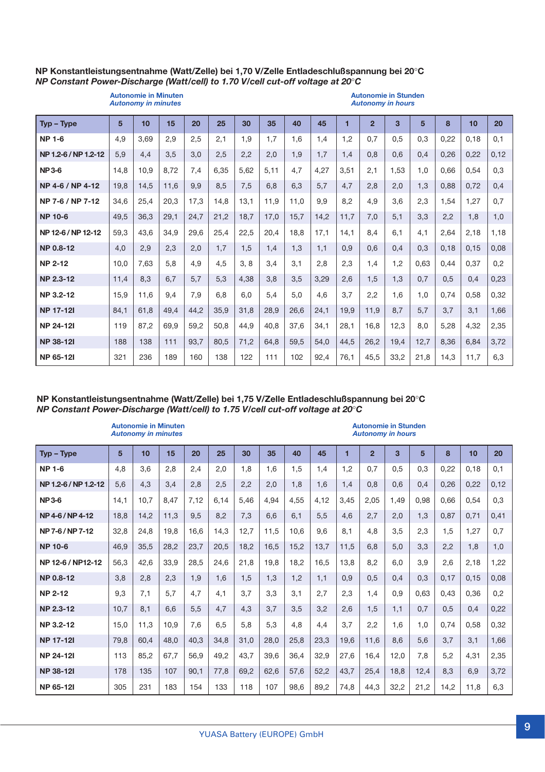**NP Konstantleistungsentnahme (Watt/Zelle) bei 1,70 V/Zelle Entladeschlußspannung bei 20°C**
***NP Constant Power-Discharge (Watt/cell) to 1.70 V/cell cut-off voltage at 20°C***

| | Autonomie in Minuten *Autonomy in minutes* | | | | | | | | | Autonomie in Stunden *Autonomy in hours* | | | | | | |
|---|---|---|---|---|---|---|---|---|---|---|---|---|---|---|---|---|
| **Typ – Type** | **5** | **10** | **15** | **20** | **25** | **30** | **35** | **40** | **45** | **1** | **2** | **3** | **5** | **8** | **10** | **20** |
| **NP 1-6** | 4,9 | 3,69 | 2,9 | 2,5 | 2,1 | 1,9 | 1,7 | 1,6 | 1,4 | 1,2 | 0,7 | 0,5 | 0,3 | 0,22 | 0,18 | 0,1 |
| **NP 1.2-6 / NP 1.2-12** | 5,9 | 4,4 | 3,5 | 3,0 | 2,5 | 2,2 | 2,0 | 1,9 | 1,7 | 1,4 | 0,8 | 0,6 | 0,4 | 0,26 | 0,22 | 0,12 |
| **NP 3-6** | 14,8 | 10,9 | 8,72 | 7,4 | 6,35 | 5,62 | 5,11 | 4,7 | 4,27 | 3,51 | 2,1 | 1,53 | 1,0 | 0,66 | 0,54 | 0,3 |
| **NP 4-6 / NP 4-12** | 19,8 | 14,5 | 11,6 | 9,9 | 8,5 | 7,5 | 6,8 | 6,3 | 5,7 | 4,7 | 2,8 | 2,0 | 1,3 | 0,88 | 0,72 | 0,4 |
| **NP 7-6 / NP 7-12** | 34,6 | 25,4 | 20,3 | 17,3 | 14,8 | 13,1 | 11,9 | 11,0 | 9,9 | 8,2 | 4,9 | 3,6 | 2,3 | 1,54 | 1,27 | 0,7 |
| **NP 10-6** | 49,5 | 36,3 | 29,1 | 24,7 | 21,2 | 18,7 | 17,0 | 15,7 | 14,2 | 11,7 | 7,0 | 5,1 | 3,3 | 2,2 | 1,8 | 1,0 |
| **NP 12-6 / NP 12-12** | 59,3 | 43,6 | 34,9 | 29,6 | 25,4 | 22,5 | 20,4 | 18,8 | 17,1 | 14,1 | 8,4 | 6,1 | 4,1 | 2,64 | 2,18 | 1,18 |
| **NP 0.8-12** | 4,0 | 2,9 | 2,3 | 2,0 | 1,7 | 1,5 | 1,4 | 1,3 | 1,1 | 0,9 | 0,6 | 0,4 | 0,3 | 0,18 | 0,15 | 0,08 |
| **NP 2-12** | 10,0 | 7,63 | 5,8 | 4,9 | 4,5 | 3, 8 | 3,4 | 3,1 | 2,8 | 2,3 | 1,4 | 1,2 | 0,63 | 0,44 | 0,37 | 0,2 |
| **NP 2.3-12** | 11,4 | 8,3 | 6,7 | 5,7 | 5,3 | 4,38 | 3,8 | 3,5 | 3,29 | 2,6 | 1,5 | 1,3 | 0,7 | 0,5 | 0,4 | 0,23 |
| **NP 3.2-12** | 15,9 | 11,6 | 9,4 | 7,9 | 6,8 | 6,0 | 5,4 | 5,0 | 4,6 | 3,7 | 2,2 | 1,6 | 1,0 | 0,74 | 0,58 | 0,32 |
| **NP 17-12I** | 84,1 | 61,8 | 49,4 | 44,2 | 35,9 | 31,8 | 28,9 | 26,6 | 24,1 | 19,9 | 11,9 | 8,7 | 5,7 | 3,7 | 3,1 | 1,66 |
| **NP 24-12I** | 119 | 87,2 | 69,9 | 59,2 | 50,8 | 44,9 | 40,8 | 37,6 | 34,1 | 28,1 | 16,8 | 12,3 | 8,0 | 5,28 | 4,32 | 2,35 |
| **NP 38-12I** | 188 | 138 | 111 | 93,7 | 80,5 | 71,2 | 64,8 | 59,5 | 54,0 | 44,5 | 26,2 | 19,4 | 12,7 | 8,36 | 6,84 | 3,72 |
| **NP 65-12I** | 321 | 236 | 189 | 160 | 138 | 122 | 111 | 102 | 92,4 | 76,1 | 45,5 | 33,2 | 21,8 | 14,3 | 11,7 | 6,3 |

**NP Konstantleistungsentnahme (Watt/Zelle) bei 1,75 V/Zelle Entladeschlußspannung bei 20°C**
***NP Constant Power-Discharge (Watt/cell) to 1.75 V/cell cut-off voltage at 20°C***

| | Autonomie in Minuten *Autonomy in minutes* | | | | | | | | | Autonomie in Stunden *Autonomy in hours* | | | | | | |
|---|---|---|---|---|---|---|---|---|---|---|---|---|---|---|---|---|
| **Typ – Type** | **5** | **10** | **15** | **20** | **25** | **30** | **35** | **40** | **45** | **1** | **2** | **3** | **5** | **8** | **10** | **20** |
| **NP 1-6** | 4,8 | 3,6 | 2,8 | 2,4 | 2,0 | 1,8 | 1,6 | 1,5 | 1,4 | 1,2 | 0,7 | 0,5 | 0,3 | 0,22 | 0,18 | 0,1 |
| **NP 1.2-6 / NP 1.2-12** | 5,6 | 4,3 | 3,4 | 2,8 | 2,5 | 2,2 | 2,0 | 1,8 | 1,6 | 1,4 | 0,8 | 0,6 | 0,4 | 0,26 | 0,22 | 0,12 |
| **NP 3-6** | 14,1 | 10,7 | 8,47 | 7,12 | 6,14 | 5,46 | 4,94 | 4,55 | 4,12 | 3,45 | 2,05 | 1,49 | 0,98 | 0,66 | 0,54 | 0,3 |
| **NP 4-6 / NP 4-12** | 18,8 | 14,2 | 11,3 | 9,5 | 8,2 | 7,3 | 6,6 | 6,1 | 5,5 | 4,6 | 2,7 | 2,0 | 1,3 | 0,87 | 0,71 | 0,41 |
| **NP 7-6 / NP 7-12** | 32,8 | 24,8 | 19,8 | 16,6 | 14,3 | 12,7 | 11,5 | 10,6 | 9,6 | 8,1 | 4,8 | 3,5 | 2,3 | 1,5 | 1,27 | 0,7 |
| **NP 10-6** | 46,9 | 35,5 | 28,2 | 23,7 | 20,5 | 18,2 | 16,5 | 15,2 | 13,7 | 11,5 | 6,8 | 5,0 | 3,3 | 2,2 | 1,8 | 1,0 |
| **NP 12-6 / NP12-12** | 56,3 | 42,6 | 33,9 | 28,5 | 24,6 | 21,8 | 19,8 | 18,2 | 16,5 | 13,8 | 8,2 | 6,0 | 3,9 | 2,6 | 2,18 | 1,22 |
| **NP 0.8-12** | 3,8 | 2,8 | 2,3 | 1,9 | 1,6 | 1,5 | 1,3 | 1,2 | 1,1 | 0,9 | 0,5 | 0,4 | 0,3 | 0,17 | 0,15 | 0,08 |
| **NP 2-12** | 9,3 | 7,1 | 5,7 | 4,7 | 4,1 | 3,7 | 3,3 | 3,1 | 2,7 | 2,3 | 1,4 | 0,9 | 0,63 | 0,43 | 0,36 | 0,2 |
| **NP 2.3-12** | 10,7 | 8,1 | 6,6 | 5,5 | 4,7 | 4,3 | 3,7 | 3,5 | 3,2 | 2,6 | 1,5 | 1,1 | 0,7 | 0,5 | 0,4 | 0,22 |
| **NP 3.2-12** | 15,0 | 11,3 | 10,9 | 7,6 | 6,5 | 5,8 | 5,3 | 4,8 | 4,4 | 3,7 | 2,2 | 1,6 | 1,0 | 0,74 | 0,58 | 0,32 |
| **NP 17-12I** | 79,8 | 60,4 | 48,0 | 40,3 | 34,8 | 31,0 | 28,0 | 25,8 | 23,3 | 19,6 | 11,6 | 8,6 | 5,6 | 3,7 | 3,1 | 1,66 |
| **NP 24-12I** | 113 | 85,2 | 67,7 | 56,9 | 49,2 | 43,7 | 39,6 | 36,4 | 32,9 | 27,6 | 16,4 | 12,0 | 7,8 | 5,2 | 4,31 | 2,35 |
| **NP 38-12I** | 178 | 135 | 107 | 90,1 | 77,8 | 69,2 | 62,6 | 57,6 | 52,2 | 43,7 | 25,4 | 18,8 | 12,4 | 8,3 | 6,9 | 3,72 |
| **NP 65-12I** | 305 | 231 | 183 | 154 | 133 | 118 | 107 | 98,6 | 89,2 | 74,8 | 44,3 | 32,2 | 21,2 | 14,2 | 11,8 | 6,3 |

YUASA Battery (EUROPE) GmbH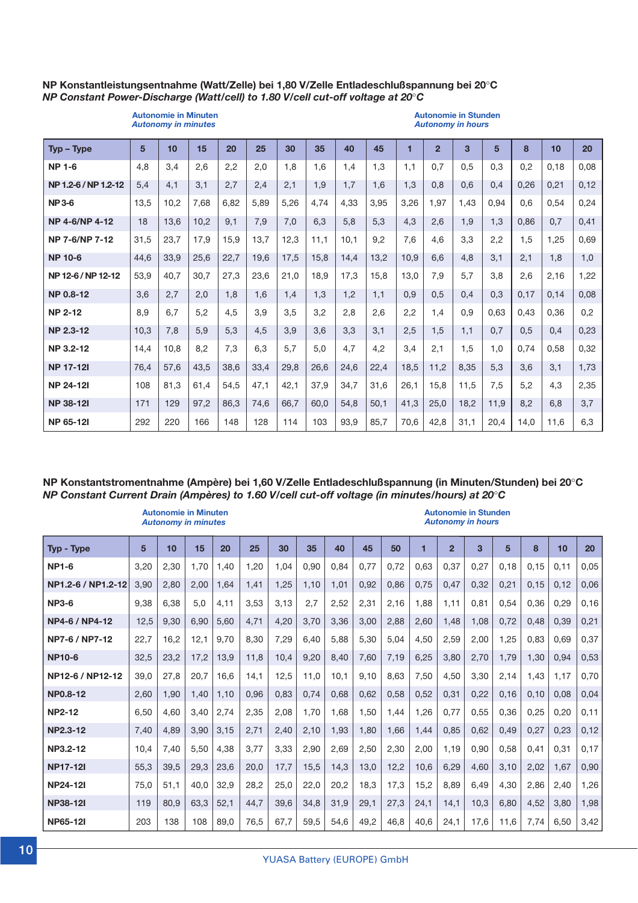**NP Konstantleistungsentnahme (Watt/Zelle) bei 1,80 V/Zelle Entladeschlußspannung bei 20°C**
***NP Constant Power-Discharge (Watt/cell) to 1.80 V/cell cut-off voltage at 20°C***

| | Autonomie in Minuten *Autonomy in minutes* | | | | | | | | | Autonomie in Stunden *Autonomy in hours* | | | | | | |
|---|---|---|---|---|---|---|---|---|---|---|---|---|---|---|---|---|
| **Typ – Type** | **5** | **10** | **15** | **20** | **25** | **30** | **35** | **40** | **45** | **1** | **2** | **3** | **5** | **8** | **10** | **20** |
| **NP 1-6** | 4,8 | 3,4 | 2,6 | 2,2 | 2,0 | 1,8 | 1,6 | 1,4 | 1,3 | 1,1 | 0,7 | 0,5 | 0,3 | 0,2 | 0,18 | 0,08 |
| **NP 1.2-6 / NP 1.2-12** | 5,4 | 4,1 | 3,1 | 2,7 | 2,4 | 2,1 | 1,9 | 1,7 | 1,6 | 1,3 | 0,8 | 0,6 | 0,4 | 0,26 | 0,21 | 0,12 |
| **NP 3-6** | 13,5 | 10,2 | 7,68 | 6,82 | 5,89 | 5,26 | 4,74 | 4,33 | 3,95 | 3,26 | 1,97 | 1,43 | 0,94 | 0,6 | 0,54 | 0,24 |
| **NP 4-6/NP 4-12** | 18 | 13,6 | 10,2 | 9,1 | 7,9 | 7,0 | 6,3 | 5,8 | 5,3 | 4,3 | 2,6 | 1,9 | 1,3 | 0,86 | 0,7 | 0,41 |
| **NP 7-6/NP 7-12** | 31,5 | 23,7 | 17,9 | 15,9 | 13,7 | 12,3 | 11,1 | 10,1 | 9,2 | 7,6 | 4,6 | 3,3 | 2,2 | 1,5 | 1,25 | 0,69 |
| **NP 10-6** | 44,6 | 33,9 | 25,6 | 22,7 | 19,6 | 17,5 | 15,8 | 14,4 | 13,2 | 10,9 | 6,6 | 4,8 | 3,1 | 2,1 | 1,8 | 1,0 |
| **NP 12-6 / NP 12-12** | 53,9 | 40,7 | 30,7 | 27,3 | 23,6 | 21,0 | 18,9 | 17,3 | 15,8 | 13,0 | 7,9 | 5,7 | 3,8 | 2,6 | 2,16 | 1,22 |
| **NP 0.8-12** | 3,6 | 2,7 | 2,0 | 1,8 | 1,6 | 1,4 | 1,3 | 1,2 | 1,1 | 0,9 | 0,5 | 0,4 | 0,3 | 0,17 | 0,14 | 0,08 |
| **NP 2-12** | 8,9 | 6,7 | 5,2 | 4,5 | 3,9 | 3,5 | 3,2 | 2,8 | 2,6 | 2,2 | 1,4 | 0,9 | 0,63 | 0,43 | 0,36 | 0,2 |
| **NP 2.3-12** | 10,3 | 7,8 | 5,9 | 5,3 | 4,5 | 3,9 | 3,6 | 3,3 | 3,1 | 2,5 | 1,5 | 1,1 | 0,7 | 0,5 | 0,4 | 0,23 |
| **NP 3.2-12** | 14,4 | 10,8 | 8,2 | 7,3 | 6,3 | 5,7 | 5,0 | 4,7 | 4,2 | 3,4 | 2,1 | 1,5 | 1,0 | 0,74 | 0,58 | 0,32 |
| **NP 17-12I** | 76,4 | 57,6 | 43,5 | 38,6 | 33,4 | 29,8 | 26,6 | 24,6 | 22,4 | 18,5 | 11,2 | 8,35 | 5,3 | 3,6 | 3,1 | 1,73 |
| **NP 24-12I** | 108 | 81,3 | 61,4 | 54,5 | 47,1 | 42,1 | 37,9 | 34,7 | 31,6 | 26,1 | 15,8 | 11,5 | 7,5 | 5,2 | 4,3 | 2,35 |
| **NP 38-12I** | 171 | 129 | 97,2 | 86,3 | 74,6 | 66,7 | 60,0 | 54,8 | 50,1 | 41,3 | 25,0 | 18,2 | 11,9 | 8,2 | 6,8 | 3,7 |
| **NP 65-12I** | 292 | 220 | 166 | 148 | 128 | 114 | 103 | 93,9 | 85,7 | 70,6 | 42,8 | 31,1 | 20,4 | 14,0 | 11,6 | 6,3 |

**NP Konstantstromentnahme (Ampère) bei 1,60 V/Zelle Entladeschlußspannung (in Minuten/Stunden) bei 20°C**
***NP Constant Current Drain (Ampères) to 1.60 V/cell cut-off voltage (in minutes/hours) at 20°C***

| | Autonomie in Minuten *Autonomy in minutes* | | | | | | | | | | Autonomie in Stunden *Autonomy in hours* | | | | | | |
|---|---|---|---|---|---|---|---|---|---|---|---|---|---|---|---|---|---|
| **Typ - Type** | **5** | **10** | **15** | **20** | **25** | **30** | **35** | **40** | **45** | **50** | **1** | **2** | **3** | **5** | **8** | **10** | **20** |
| **NP1-6** | 3,20 | 2,30 | 1,70 | 1,40 | 1,20 | 1,04 | 0,90 | 0,84 | 0,77 | 0,72 | 0,63 | 0,37 | 0,27 | 0,18 | 0,15 | 0,11 | 0,05 |
| **NP1.2-6 / NP1.2-12** | 3,90 | 2,80 | 2,00 | 1,64 | 1,41 | 1,25 | 1,10 | 1,01 | 0,92 | 0,86 | 0,75 | 0,47 | 0,32 | 0,21 | 0,15 | 0,12 | 0,06 |
| **NP3-6** | 9,38 | 6,38 | 5,0 | 4,11 | 3,53 | 3,13 | 2,7 | 2,52 | 2,31 | 2,16 | 1,88 | 1,11 | 0,81 | 0,54 | 0,36 | 0,29 | 0,16 |
| **NP4-6 / NP4-12** | 12,5 | 9,30 | 6,90 | 5,60 | 4,71 | 4,20 | 3,70 | 3,36 | 3,00 | 2,88 | 2,60 | 1,48 | 1,08 | 0,72 | 0,48 | 0,39 | 0,21 |
| **NP7-6 / NP7-12** | 22,7 | 16,2 | 12,1 | 9,70 | 8,30 | 7,29 | 6,40 | 5,88 | 5,30 | 5,04 | 4,50 | 2,59 | 2,00 | 1,25 | 0,83 | 0,69 | 0,37 |
| **NP10-6** | 32,5 | 23,2 | 17,2 | 13,9 | 11,8 | 10,4 | 9,20 | 8,40 | 7,60 | 7,19 | 6,25 | 3,80 | 2,70 | 1,79 | 1,30 | 0,94 | 0,53 |
| **NP12-6 / NP12-12** | 39,0 | 27,8 | 20,7 | 16,6 | 14,1 | 12,5 | 11,0 | 10,1 | 9,10 | 8,63 | 7,50 | 4,50 | 3,30 | 2,14 | 1,43 | 1,17 | 0,70 |
| **NP0.8-12** | 2,60 | 1,90 | 1,40 | 1,10 | 0,96 | 0,83 | 0,74 | 0,68 | 0,62 | 0,58 | 0,52 | 0,31 | 0,22 | 0,16 | 0,10 | 0,08 | 0,04 |
| **NP2-12** | 6,50 | 4,60 | 3,40 | 2,74 | 2,35 | 2,08 | 1,70 | 1,68 | 1,50 | 1,44 | 1,26 | 0,77 | 0,55 | 0,36 | 0,25 | 0,20 | 0,11 |
| **NP2.3-12** | 7,40 | 4,89 | 3,90 | 3,15 | 2,71 | 2,40 | 2,10 | 1,93 | 1,80 | 1,66 | 1,44 | 0,85 | 0,62 | 0,49 | 0,27 | 0,23 | 0,12 |
| **NP3.2-12** | 10,4 | 7,40 | 5,50 | 4,38 | 3,77 | 3,33 | 2,90 | 2,69 | 2,50 | 2,30 | 2,00 | 1,19 | 0,90 | 0,58 | 0,41 | 0,31 | 0,17 |
| **NP17-12I** | 55,3 | 39,5 | 29,3 | 23,6 | 20,0 | 17,7 | 15,5 | 14,3 | 13,0 | 12,2 | 10,6 | 6,29 | 4,60 | 3,10 | 2,02 | 1,67 | 0,90 |
| **NP24-12I** | 75,0 | 51,1 | 40,0 | 32,9 | 28,2 | 25,0 | 22,0 | 20,2 | 18,3 | 17,3 | 15,2 | 8,89 | 6,49 | 4,30 | 2,86 | 2,40 | 1,26 |
| **NP38-12I** | 119 | 80,9 | 63,3 | 52,1 | 44,7 | 39,6 | 34,8 | 31,9 | 29,1 | 27,3 | 24,1 | 14,1 | 10,3 | 6,80 | 4,52 | 3,80 | 1,98 |
| **NP65-12I** | 203 | 138 | 108 | 89,0 | 76,5 | 67,7 | 59,5 | 54,6 | 49,2 | 46,8 | 40,6 | 24,1 | 17,6 | 11,6 | 7,74 | 6,50 | 3,42 |

YUASA Battery (EUROPE) GmbH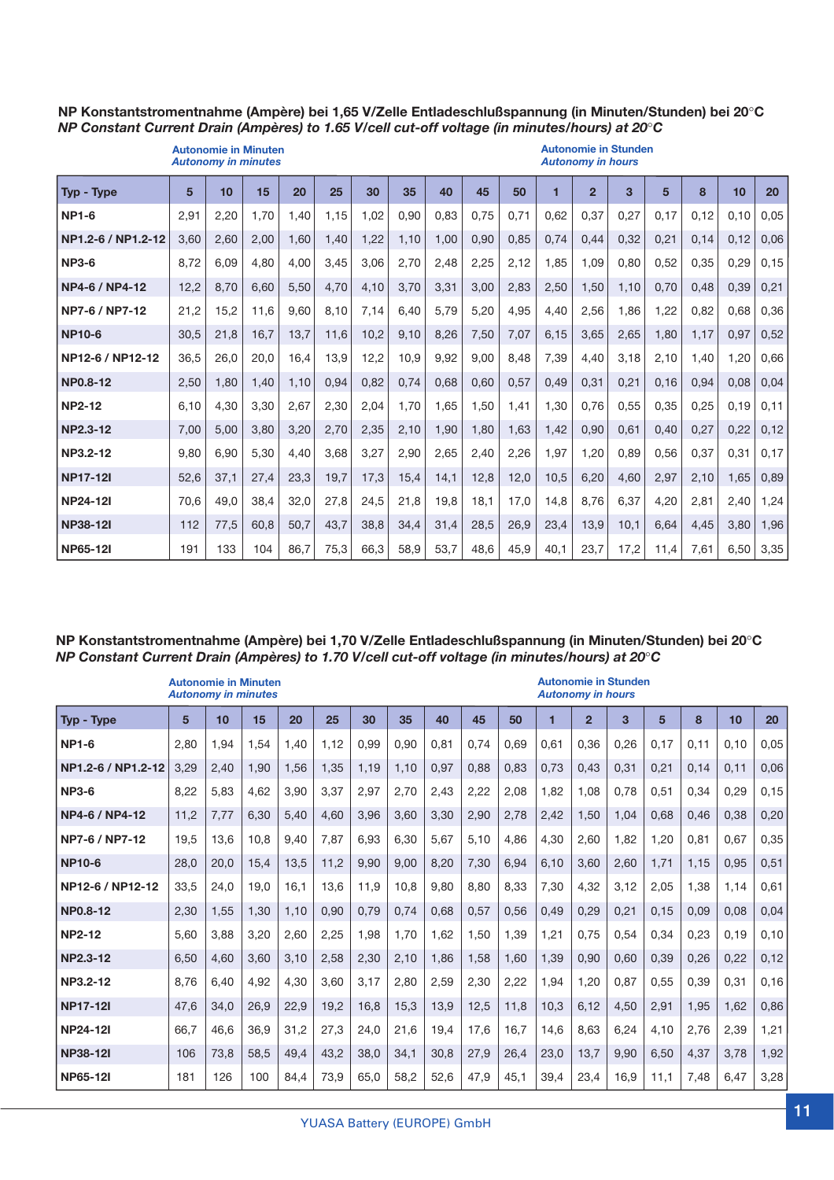**NP Konstantstromentnahme (Ampère) bei 1,65 V/Zelle Entladeschlußspannung (in Minuten/Stunden) bei 20°C**
***NP Constant Current Drain (Ampères) to 1.65 V/cell cut-off voltage (in minutes/hours) at 20°C***

| | Autonomie in Minuten *Autonomy in minutes* | | | | | | | | | | Autonomie in Stunden *Autonomy in hours* | | | | | | |
|---|---|---|---|---|---|---|---|---|---|---|---|---|---|---|---|---|---|
| **Typ - Type** | 5 | 10 | 15 | 20 | 25 | 30 | 35 | 40 | 45 | 50 | 1 | 2 | 3 | 5 | 8 | 10 | 20 |
| **NP1-6** | 2,91 | 2,20 | 1,70 | 1,40 | 1,15 | 1,02 | 0,90 | 0,83 | 0,75 | 0,71 | 0,62 | 0,37 | 0,27 | 0,17 | 0,12 | 0,10 | 0,05 |
| **NP1.2-6 / NP1.2-12** | 3,60 | 2,60 | 2,00 | 1,60 | 1,40 | 1,22 | 1,10 | 1,00 | 0,90 | 0,85 | 0,74 | 0,44 | 0,32 | 0,21 | 0,14 | 0,12 | 0,06 |
| **NP3-6** | 8,72 | 6,09 | 4,80 | 4,00 | 3,45 | 3,06 | 2,70 | 2,48 | 2,25 | 2,12 | 1,85 | 1,09 | 0,80 | 0,52 | 0,35 | 0,29 | 0,15 |
| **NP4-6 / NP4-12** | 12,2 | 8,70 | 6,60 | 5,50 | 4,70 | 4,10 | 3,70 | 3,31 | 3,00 | 2,83 | 2,50 | 1,50 | 1,10 | 0,70 | 0,48 | 0,39 | 0,21 |
| **NP7-6 / NP7-12** | 21,2 | 15,2 | 11,6 | 9,60 | 8,10 | 7,14 | 6,40 | 5,79 | 5,20 | 4,95 | 4,40 | 2,56 | 1,86 | 1,22 | 0,82 | 0,68 | 0,36 |
| **NP10-6** | 30,5 | 21,8 | 16,7 | 13,7 | 11,6 | 10,2 | 9,10 | 8,26 | 7,50 | 7,07 | 6,15 | 3,65 | 2,65 | 1,80 | 1,17 | 0,97 | 0,52 |
| **NP12-6 / NP12-12** | 36,5 | 26,0 | 20,0 | 16,4 | 13,9 | 12,2 | 10,9 | 9,92 | 9,00 | 8,48 | 7,39 | 4,40 | 3,18 | 2,10 | 1,40 | 1,20 | 0,66 |
| **NP0.8-12** | 2,50 | 1,80 | 1,40 | 1,10 | 0,94 | 0,82 | 0,74 | 0,68 | 0,60 | 0,57 | 0,49 | 0,31 | 0,21 | 0,16 | 0,94 | 0,08 | 0,04 |
| **NP2-12** | 6,10 | 4,30 | 3,30 | 2,67 | 2,30 | 2,04 | 1,70 | 1,65 | 1,50 | 1,41 | 1,30 | 0,76 | 0,55 | 0,35 | 0,25 | 0,19 | 0,11 |
| **NP2.3-12** | 7,00 | 5,00 | 3,80 | 3,20 | 2,70 | 2,35 | 2,10 | 1,90 | 1,80 | 1,63 | 1,42 | 0,90 | 0,61 | 0,40 | 0,27 | 0,22 | 0,12 |
| **NP3.2-12** | 9,80 | 6,90 | 5,30 | 4,40 | 3,68 | 3,27 | 2,90 | 2,65 | 2,40 | 2,26 | 1,97 | 1,20 | 0,89 | 0,56 | 0,37 | 0,31 | 0,17 |
| **NP17-12I** | 52,6 | 37,1 | 27,4 | 23,3 | 19,7 | 17,3 | 15,4 | 14,1 | 12,8 | 12,0 | 10,5 | 6,20 | 4,60 | 2,97 | 2,10 | 1,65 | 0,89 |
| **NP24-12I** | 70,6 | 49,0 | 38,4 | 32,0 | 27,8 | 24,5 | 21,8 | 19,8 | 18,1 | 17,0 | 14,8 | 8,76 | 6,37 | 4,20 | 2,81 | 2,40 | 1,24 |
| **NP38-12I** | 112 | 77,5 | 60,8 | 50,7 | 43,7 | 38,8 | 34,4 | 31,4 | 28,5 | 26,9 | 23,4 | 13,9 | 10,1 | 6,64 | 4,45 | 3,80 | 1,96 |
| **NP65-12I** | 191 | 133 | 104 | 86,7 | 75,3 | 66,3 | 58,9 | 53,7 | 48,6 | 45,9 | 40,1 | 23,7 | 17,2 | 11,4 | 7,61 | 6,50 | 3,35 |

**NP Konstantstromentnahme (Ampère) bei 1,70 V/Zelle Entladeschlußspannung (in Minuten/Stunden) bei 20°C**
***NP Constant Current Drain (Ampères) to 1.70 V/cell cut-off voltage (in minutes/hours) at 20°C***

| | Autonomie in Minuten *Autonomy in minutes* | | | | | | | | | | Autonomie in Stunden *Autonomy in hours* | | | | | | |
|---|---|---|---|---|---|---|---|---|---|---|---|---|---|---|---|---|---|
| **Typ - Type** | 5 | 10 | 15 | 20 | 25 | 30 | 35 | 40 | 45 | 50 | 1 | 2 | 3 | 5 | 8 | 10 | 20 |
| **NP1-6** | 2,80 | 1,94 | 1,54 | 1,40 | 1,12 | 0,99 | 0,90 | 0,81 | 0,74 | 0,69 | 0,61 | 0,36 | 0,26 | 0,17 | 0,11 | 0,10 | 0,05 |
| **NP1.2-6 / NP1.2-12** | 3,29 | 2,40 | 1,90 | 1,56 | 1,35 | 1,19 | 1,10 | 0,97 | 0,88 | 0,83 | 0,73 | 0,43 | 0,31 | 0,21 | 0,14 | 0,11 | 0,06 |
| **NP3-6** | 8,22 | 5,83 | 4,62 | 3,90 | 3,37 | 2,97 | 2,70 | 2,43 | 2,22 | 2,08 | 1,82 | 1,08 | 0,78 | 0,51 | 0,34 | 0,29 | 0,15 |
| **NP4-6 / NP4-12** | 11,2 | 7,77 | 6,30 | 5,40 | 4,60 | 3,96 | 3,60 | 3,30 | 2,90 | 2,78 | 2,42 | 1,50 | 1,04 | 0,68 | 0,46 | 0,38 | 0,20 |
| **NP7-6 / NP7-12** | 19,5 | 13,6 | 10,8 | 9,40 | 7,87 | 6,93 | 6,30 | 5,67 | 5,10 | 4,86 | 4,30 | 2,60 | 1,82 | 1,20 | 0,81 | 0,67 | 0,35 |
| **NP10-6** | 28,0 | 20,0 | 15,4 | 13,5 | 11,2 | 9,90 | 9,00 | 8,20 | 7,30 | 6,94 | 6,10 | 3,60 | 2,60 | 1,71 | 1,15 | 0,95 | 0,51 |
| **NP12-6 / NP12-12** | 33,5 | 24,0 | 19,0 | 16,1 | 13,6 | 11,9 | 10,8 | 9,80 | 8,80 | 8,33 | 7,30 | 4,32 | 3,12 | 2,05 | 1,38 | 1,14 | 0,61 |
| **NP0.8-12** | 2,30 | 1,55 | 1,30 | 1,10 | 0,90 | 0,79 | 0,74 | 0,68 | 0,57 | 0,56 | 0,49 | 0,29 | 0,21 | 0,15 | 0,09 | 0,08 | 0,04 |
| **NP2-12** | 5,60 | 3,88 | 3,20 | 2,60 | 2,25 | 1,98 | 1,70 | 1,62 | 1,50 | 1,39 | 1,21 | 0,75 | 0,54 | 0,34 | 0,23 | 0,19 | 0,10 |
| **NP2.3-12** | 6,50 | 4,60 | 3,60 | 3,10 | 2,58 | 2,30 | 2,10 | 1,86 | 1,58 | 1,60 | 1,39 | 0,90 | 0,60 | 0,39 | 0,26 | 0,22 | 0,12 |
| **NP3.2-12** | 8,76 | 6,40 | 4,92 | 4,30 | 3,60 | 3,17 | 2,80 | 2,59 | 2,30 | 2,22 | 1,94 | 1,20 | 0,87 | 0,55 | 0,39 | 0,31 | 0,16 |
| **NP17-12I** | 47,6 | 34,0 | 26,9 | 22,9 | 19,2 | 16,8 | 15,3 | 13,9 | 12,5 | 11,8 | 10,3 | 6,12 | 4,50 | 2,91 | 1,95 | 1,62 | 0,86 |
| **NP24-12I** | 66,7 | 46,6 | 36,9 | 31,2 | 27,3 | 24,0 | 21,6 | 19,4 | 17,6 | 16,7 | 14,6 | 8,63 | 6,24 | 4,10 | 2,76 | 2,39 | 1,21 |
| **NP38-12I** | 106 | 73,8 | 58,5 | 49,4 | 43,2 | 38,0 | 34,1 | 30,8 | 27,9 | 26,4 | 23,0 | 13,7 | 9,90 | 6,50 | 4,37 | 3,78 | 1,92 |
| **NP65-12I** | 181 | 126 | 100 | 84,4 | 73,9 | 65,0 | 58,2 | 52,6 | 47,9 | 45,1 | 39,4 | 23,4 | 16,9 | 11,1 | 7,48 | 6,47 | 3,28 |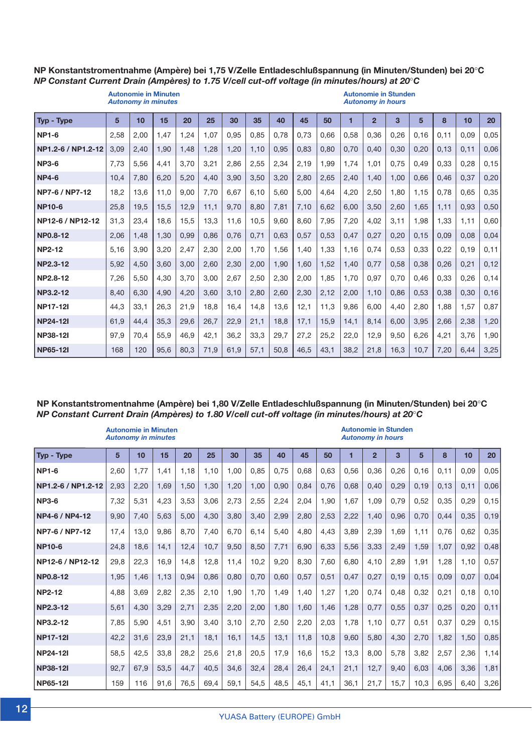**NP Konstantstromentnahme (Ampère) bei 1,75 V/Zelle Entladeschlußspannung (in Minuten/Stunden) bei 20°C**
***NP Constant Current Drain (Ampères) to 1.75 V/cell cut-off voltage (in minutes/hours) at 20°C***

| | Autonomie in Minuten *Autonomy in minutes* | | | | | | | | | | Autonomie in Stunden *Autonomy in hours* | | | | | | |
|---|---|---|---|---|---|---|---|---|---|---|---|---|---|---|---|---|---|
| **Typ - Type** | **5** | **10** | **15** | **20** | **25** | **30** | **35** | **40** | **45** | **50** | **1** | **2** | **3** | **5** | **8** | **10** | **20** |
| **NP1-6** | 2,58 | 2,00 | 1,47 | 1,24 | 1,07 | 0,95 | 0,85 | 0,78 | 0,73 | 0,66 | 0,58 | 0,36 | 0,26 | 0,16 | 0,11 | 0,09 | 0,05 |
| **NP1.2-6 / NP1.2-12** | 3,09 | 2,40 | 1,90 | 1,48 | 1,28 | 1,20 | 1,10 | 0,95 | 0,83 | 0,80 | 0,70 | 0,40 | 0,30 | 0,20 | 0,13 | 0,11 | 0,06 |
| **NP3-6** | 7,73 | 5,56 | 4,41 | 3,70 | 3,21 | 2,86 | 2,55 | 2,34 | 2,19 | 1,99 | 1,74 | 1,01 | 0,75 | 0,49 | 0,33 | 0,28 | 0,15 |
| **NP4-6** | 10,4 | 7,80 | 6,20 | 5,20 | 4,40 | 3,90 | 3,50 | 3,20 | 2,80 | 2,65 | 2,40 | 1,40 | 1,00 | 0,66 | 0,46 | 0,37 | 0,20 |
| **NP7-6 / NP7-12** | 18,2 | 13,6 | 11,0 | 9,00 | 7,70 | 6,67 | 6,10 | 5,60 | 5,00 | 4,64 | 4,20 | 2,50 | 1,80 | 1,15 | 0,78 | 0,65 | 0,35 |
| **NP10-6** | 25,8 | 19,5 | 15,5 | 12,9 | 11,1 | 9,70 | 8,80 | 7,81 | 7,10 | 6,62 | 6,00 | 3,50 | 2,60 | 1,65 | 1,11 | 0,93 | 0,50 |
| **NP12-6 / NP12-12** | 31,3 | 23,4 | 18,6 | 15,5 | 13,3 | 11,6 | 10,5 | 9,60 | 8,60 | 7,95 | 7,20 | 4,02 | 3,11 | 1,98 | 1,33 | 1,11 | 0,60 |
| **NP0.8-12** | 2,06 | 1,48 | 1,30 | 0,99 | 0,86 | 0,76 | 0,71 | 0,63 | 0,57 | 0,53 | 0,47 | 0,27 | 0,20 | 0,15 | 0,09 | 0,08 | 0,04 |
| **NP2-12** | 5,16 | 3,90 | 3,20 | 2,47 | 2,30 | 2,00 | 1,70 | 1,56 | 1,40 | 1,33 | 1,16 | 0,74 | 0,53 | 0,33 | 0,22 | 0,19 | 0,11 |
| **NP2.3-12** | 5,92 | 4,50 | 3,60 | 3,00 | 2,60 | 2,30 | 2,00 | 1,90 | 1,60 | 1,52 | 1,40 | 0,77 | 0,58 | 0,38 | 0,26 | 0,21 | 0,12 |
| **NP2.8-12** | 7,26 | 5,50 | 4,30 | 3,70 | 3,00 | 2,67 | 2,50 | 2,30 | 2,00 | 1,85 | 1,70 | 0,97 | 0,70 | 0,46 | 0,33 | 0,26 | 0,14 |
| **NP3.2-12** | 8,40 | 6,30 | 4,90 | 4,20 | 3,60 | 3,10 | 2,80 | 2,60 | 2,30 | 2,12 | 2,00 | 1,10 | 0,86 | 0,53 | 0,38 | 0,30 | 0,16 |
| **NP17-12I** | 44,3 | 33,1 | 26,3 | 21,9 | 18,8 | 16,4 | 14,8 | 13,6 | 12,1 | 11,3 | 9,86 | 6,00 | 4,40 | 2,80 | 1,88 | 1,57 | 0,87 |
| **NP24-12I** | 61,9 | 44,4 | 35,3 | 29,6 | 26,7 | 22,9 | 21,1 | 18,8 | 17,1 | 15,9 | 14,1 | 8,14 | 6,00 | 3,95 | 2,66 | 2,38 | 1,20 |
| **NP38-12I** | 97,9 | 70,4 | 55,9 | 46,9 | 42,1 | 36,2 | 33,3 | 29,7 | 27,2 | 25,2 | 22,0 | 12,9 | 9,50 | 6,26 | 4,21 | 3,76 | 1,90 |
| **NP65-12I** | 168 | 120 | 95,6 | 80,3 | 71,9 | 61,9 | 57,1 | 50,8 | 46,5 | 43,1 | 38,2 | 21,8 | 16,3 | 10,7 | 7,20 | 6,44 | 3,25 |

**NP Konstantstromentnahme (Ampère) bei 1,80 V/Zelle Entladeschlußspannung (in Minuten/Stunden) bei 20°C**
***NP Constant Current Drain (Ampères) to 1.80 V/cell cut-off voltage (in minutes/hours) at 20°C***

| | Autonomie in Minuten *Autonomy in minutes* | | | | | | | | | | Autonomie in Stunden *Autonomy in hours* | | | | | | |
|---|---|---|---|---|---|---|---|---|---|---|---|---|---|---|---|---|---|
| **Typ - Type** | **5** | **10** | **15** | **20** | **25** | **30** | **35** | **40** | **45** | **50** | **1** | **2** | **3** | **5** | **8** | **10** | **20** |
| **NP1-6** | 2,60 | 1,77 | 1,41 | 1,18 | 1,10 | 1,00 | 0,85 | 0,75 | 0,68 | 0,63 | 0,56 | 0,36 | 0,26 | 0,16 | 0,11 | 0,09 | 0,05 |
| **NP1.2-6 / NP1.2-12** | 2,93 | 2,20 | 1,69 | 1,50 | 1,30 | 1,20 | 1,00 | 0,90 | 0,84 | 0,76 | 0,68 | 0,40 | 0,29 | 0,19 | 0,13 | 0,11 | 0,06 |
| **NP3-6** | 7,32 | 5,31 | 4,23 | 3,53 | 3,06 | 2,73 | 2,55 | 2,24 | 2,04 | 1,90 | 1,67 | 1,09 | 0,79 | 0,52 | 0,35 | 0,29 | 0,15 |
| **NP4-6 / NP4-12** | 9,90 | 7,40 | 5,63 | 5,00 | 4,30 | 3,80 | 3,40 | 2,99 | 2,80 | 2,53 | 2,22 | 1,40 | 0,96 | 0,70 | 0,44 | 0,35 | 0,19 |
| **NP7-6 / NP7-12** | 17,4 | 13,0 | 9,86 | 8,70 | 7,40 | 6,70 | 6,14 | 5,40 | 4,80 | 4,43 | 3,89 | 2,39 | 1,69 | 1,11 | 0,76 | 0,62 | 0,35 |
| **NP10-6** | 24,8 | 18,6 | 14,1 | 12,4 | 10,7 | 9,50 | 8,50 | 7,71 | 6,90 | 6,33 | 5,56 | 3,33 | 2,49 | 1,59 | 1,07 | 0,92 | 0,48 |
| **NP12-6 / NP12-12** | 29,8 | 22,3 | 16,9 | 14,8 | 12,8 | 11,4 | 10,2 | 9,20 | 8,30 | 7,60 | 6,80 | 4,10 | 2,89 | 1,91 | 1,28 | 1,10 | 0,57 |
| **NP0.8-12** | 1,95 | 1,46 | 1,13 | 0,94 | 0,86 | 0,80 | 0,70 | 0,60 | 0,57 | 0,51 | 0,47 | 0,27 | 0,19 | 0,15 | 0,09 | 0,07 | 0,04 |
| **NP2-12** | 4,88 | 3,69 | 2,82 | 2,35 | 2,10 | 1,90 | 1,70 | 1,49 | 1,40 | 1,27 | 1,20 | 0,74 | 0,48 | 0,32 | 0,21 | 0,18 | 0,10 |
| **NP2.3-12** | 5,61 | 4,30 | 3,29 | 2,71 | 2,35 | 2,20 | 2,00 | 1,80 | 1,60 | 1,46 | 1,28 | 0,77 | 0,55 | 0,37 | 0,25 | 0,20 | 0,11 |
| **NP3.2-12** | 7,85 | 5,90 | 4,51 | 3,90 | 3,40 | 3,10 | 2,70 | 2,50 | 2,20 | 2,03 | 1,78 | 1,10 | 0,77 | 0,51 | 0,37 | 0,29 | 0,15 |
| **NP17-12I** | 42,2 | 31,6 | 23,9 | 21,1 | 18,1 | 16,1 | 14,5 | 13,1 | 11,8 | 10,8 | 9,60 | 5,80 | 4,30 | 2,70 | 1,82 | 1,50 | 0,85 |
| **NP24-12I** | 58,5 | 42,5 | 33,8 | 28,2 | 25,6 | 21,8 | 20,5 | 17,9 | 16,6 | 15,2 | 13,3 | 8,00 | 5,78 | 3,82 | 2,57 | 2,36 | 1,14 |
| **NP38-12I** | 92,7 | 67,9 | 53,5 | 44,7 | 40,5 | 34,6 | 32,4 | 28,4 | 26,4 | 24,1 | 21,1 | 12,7 | 9,40 | 6,03 | 4,06 | 3,36 | 1,81 |
| **NP65-12I** | 159 | 116 | 91,6 | 76,5 | 69,4 | 59,1 | 54,5 | 48,5 | 45,1 | 41,1 | 36,1 | 21,7 | 15,7 | 10,3 | 6,95 | 6,40 | 3,26 |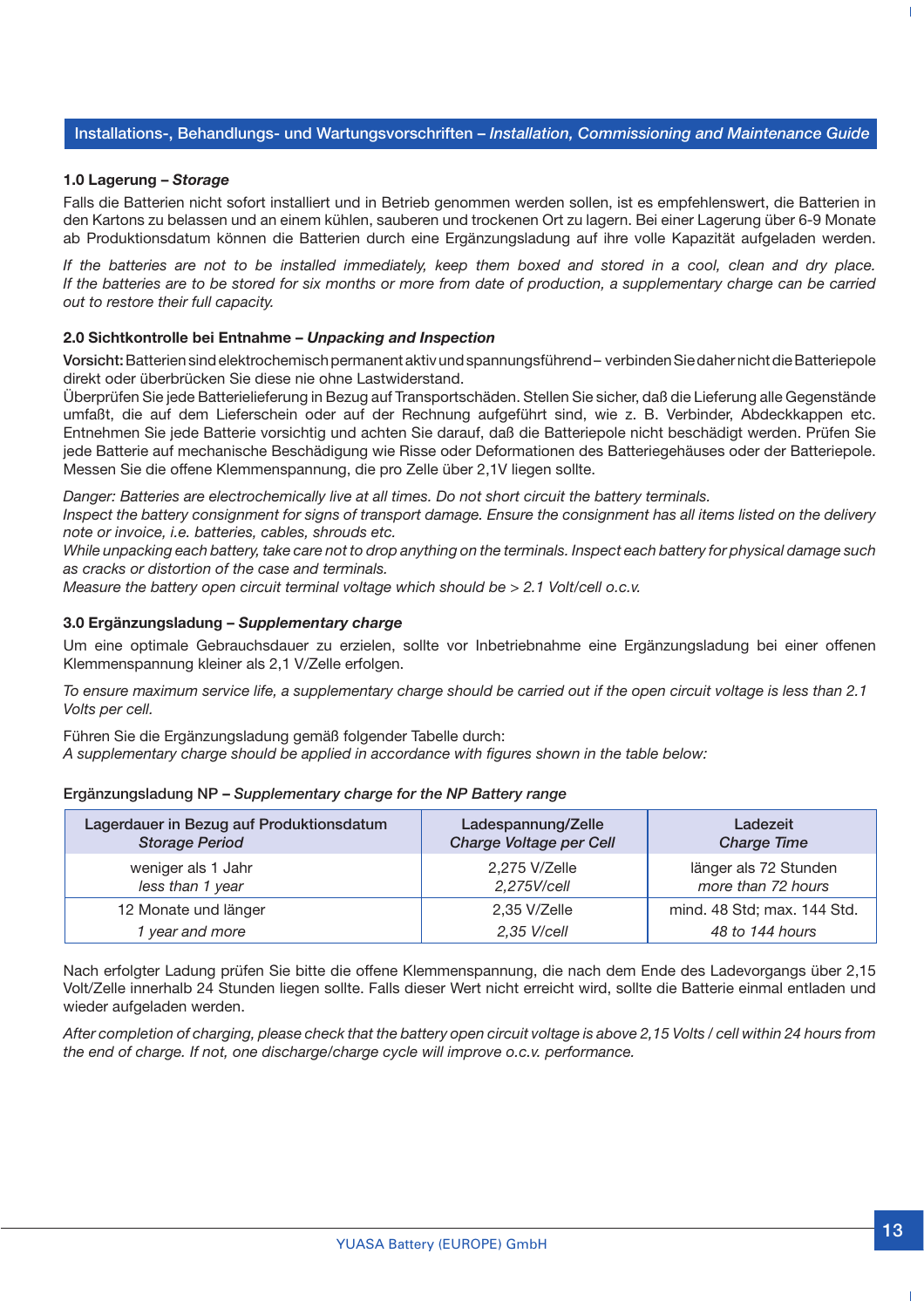## Installations-, Behandlungs- und Wartungsvorschriften – *Installation, Commissioning and Maintenance Guide*

### 1.0 Lagerung – *Storage*

Falls die Batterien nicht sofort installiert und in Betrieb genommen werden sollen, ist es empfehlenswert, die Batterien in den Kartons zu belassen und an einem kühlen, sauberen und trockenen Ort zu lagern. Bei einer Lagerung über 6-9 Monate ab Produktionsdatum können die Batterien durch eine Ergänzungsladung auf ihre volle Kapazität aufgeladen werden.

*If the batteries are not to be installed immediately, keep them boxed and stored in a cool, clean and dry place. If the batteries are to be stored for six months or more from date of production, a supplementary charge can be carried out to restore their full capacity.*

### 2.0 Sichtkontrolle bei Entnahme – *Unpacking and Inspection*

**Vorsicht:** Batterien sind elektrochemisch permanent aktiv und spannungsführend – verbinden Sie daher nicht die Batteriepole direkt oder überbrücken Sie diese nie ohne Lastwiderstand.
Überprüfen Sie jede Batterielieferung in Bezug auf Transportschäden. Stellen Sie sicher, daß die Lieferung alle Gegenstände umfaßt, die auf dem Lieferschein oder auf der Rechnung aufgeführt sind, wie z. B. Verbinder, Abdeckkappen etc. Entnehmen Sie jede Batterie vorsichtig und achten Sie darauf, daß die Batteriepole nicht beschädigt werden. Prüfen Sie jede Batterie auf mechanische Beschädigung wie Risse oder Deformationen des Batteriegehäuses oder der Batteriepole. Messen Sie die offene Klemmenspannung, die pro Zelle über 2,1V liegen sollte.

*Danger: Batteries are electrochemically live at all times. Do not short circuit the battery terminals.*
*Inspect the battery consignment for signs of transport damage. Ensure the consignment has all items listed on the delivery note or invoice, i.e. batteries, cables, shrouds etc.*
*While unpacking each battery, take care not to drop anything on the terminals. Inspect each battery for physical damage such as cracks or distortion of the case and terminals.*
*Measure the battery open circuit terminal voltage which should be > 2.1 Volt/cell o.c.v.*

### 3.0 Ergänzungsladung – *Supplementary charge*

Um eine optimale Gebrauchsdauer zu erzielen, sollte vor Inbetriebnahme eine Ergänzungsladung bei einer offenen Klemmenspannung kleiner als 2,1 V/Zelle erfolgen.

*To ensure maximum service life, a supplementary charge should be carried out if the open circuit voltage is less than 2.1 Volts per cell.*

Führen Sie die Ergänzungsladung gemäß folgender Tabelle durch:
*A supplementary charge should be applied in accordance with figures shown in the table below:*

Ergänzungsladung NP – *Supplementary charge for the NP Battery range*

| Lagerdauer in Bezug auf Produktionsdatum *Storage Period* | Ladespannung/Zelle *Charge Voltage per Cell* | Ladezeit *Charge Time* |
|---|---|---|
| weniger als 1 Jahr *less than 1 year* | 2,275 V/Zelle *2,275V/cell* | länger als 72 Stunden *more than 72 hours* |
| 12 Monate und länger *1 year and more* | 2,35 V/Zelle *2,35 V/cell* | mind. 48 Std; max. 144 Std. *48 to 144 hours* |

Nach erfolgter Ladung prüfen Sie bitte die offene Klemmenspannung, die nach dem Ende des Ladevorgangs über 2,15 Volt/Zelle innerhalb 24 Stunden liegen sollte. Falls dieser Wert nicht erreicht wird, sollte die Batterie einmal entladen und wieder aufgeladen werden.

*After completion of charging, please check that the battery open circuit voltage is above 2,15 Volts / cell within 24 hours from the end of charge. If not, one discharge/charge cycle will improve o.c.v. performance.*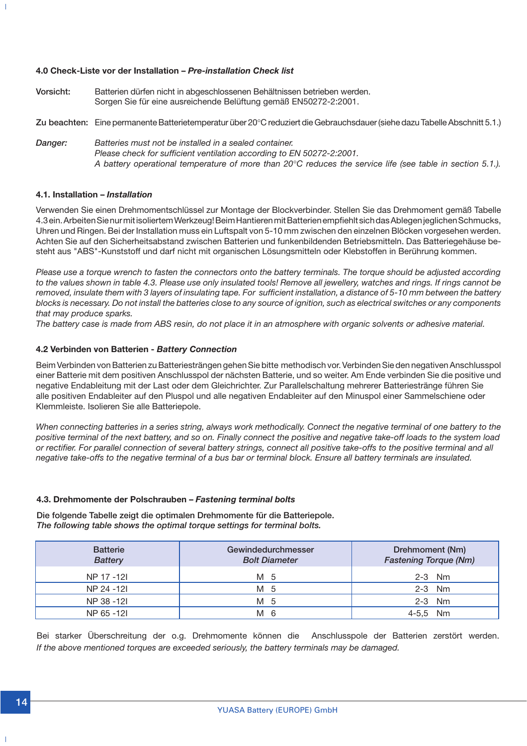## 4.0 Check-Liste vor der Installation – *Pre-installation Check list*

**Vorsicht:** Batterien dürfen nicht in abgeschlossenen Behältnissen betrieben werden.
Sorgen Sie für eine ausreichende Belüftung gemäß EN50272-2:2001.

**Zu beachten:** Eine permanente Batterietemperatur über 20°C reduziert die Gebrauchsdauer (siehe dazu Tabelle Abschnitt 5.1.)

***Danger:*** *Batteries must not be installed in a sealed container.*
*Please check for sufficient ventilation according to EN 50272-2:2001.*
*A battery operational temperature of more than 20°C reduces the service life (see table in section 5.1.).*

## 4.1. Installation – *Installation*

Verwenden Sie einen Drehmomentschlüssel zur Montage der Blockverbinder. Stellen Sie das Drehmoment gemäß Tabelle 4.3 ein. Arbeiten Sie nur mit isoliertem Werkzeug! Beim Hantieren mit Batterien empfiehlt sich das Ablegen jeglichen Schmucks, Uhren und Ringen. Bei der Installation muss ein Luftspalt von 5-10 mm zwischen den einzelnen Blöcken vorgesehen werden. Achten Sie auf den Sicherheitsabstand zwischen Batterien und funkenbildenden Betriebsmitteln. Das Batteriegehäuse besteht aus "ABS"-Kunststoff und darf nicht mit organischen Lösungsmitteln oder Klebstoffen in Berührung kommen.

*Please use a torque wrench to fasten the connectors onto the battery terminals. The torque should be adjusted according to the values shown in table 4.3. Please use only insulated tools! Remove all jewellery, watches and rings. If rings cannot be removed, insulate them with 3 layers of insulating tape. For sufficient installation, a distance of 5-10 mm between the battery blocks is necessary. Do not install the batteries close to any source of ignition, such as electrical switches or any components that may produce sparks.*
*The battery case is made from ABS resin, do not place it in an atmosphere with organic solvents or adhesive material.*

## 4.2 Verbinden von Batterien - *Battery Connection*

Beim Verbinden von Batterien zu Batteriesträngen gehen Sie bitte methodisch vor. Verbinden Sie den negativen Anschlusspol einer Batterie mit dem positiven Anschlusspol der nächsten Batterie, und so weiter. Am Ende verbinden Sie die positive und negative Endableitung mit der Last oder dem Gleichrichter. Zur Parallelschaltung mehrerer Batteriestränge führen Sie alle positiven Endableiter auf den Pluspol und alle negativen Endableiter auf den Minuspol einer Sammelschiene oder Klemmleiste. Isolieren Sie alle Batteriepole.

*When connecting batteries in a series string, always work methodically. Connect the negative terminal of one battery to the positive terminal of the next battery, and so on. Finally connect the positive and negative take-off loads to the system load or rectifier. For parallel connection of several battery strings, connect all positive take-offs to the positive terminal and all negative take-offs to the negative terminal of a bus bar or terminal block. Ensure all battery terminals are insulated.*

## 4.3. Drehmomente der Polschrauben – *Fastening terminal bolts*

**Die folgende Tabelle zeigt die optimalen Drehmomente für die Batteriepole.**
***The following table shows the optimal torque settings for terminal bolts.***

| Batterie *Battery* | Gewindedurchmesser *Bolt Diameter* | Drehmoment (Nm) *Fastening Torque (Nm)* |
|---|---|---|
| NP 17 -12I | M 5 | 2-3 Nm |
| NP 24 -12I | M 5 | 2-3 Nm |
| NP 38 -12I | M 5 | 2-3 Nm |
| NP 65 -12I | M 6 | 4-5,5 Nm |

Bei starker Überschreitung der o.g. Drehmomente können die Anschlusspole der Batterien zerstört werden.
*If the above mentioned torques are exceeded seriously, the battery terminals may be damaged.*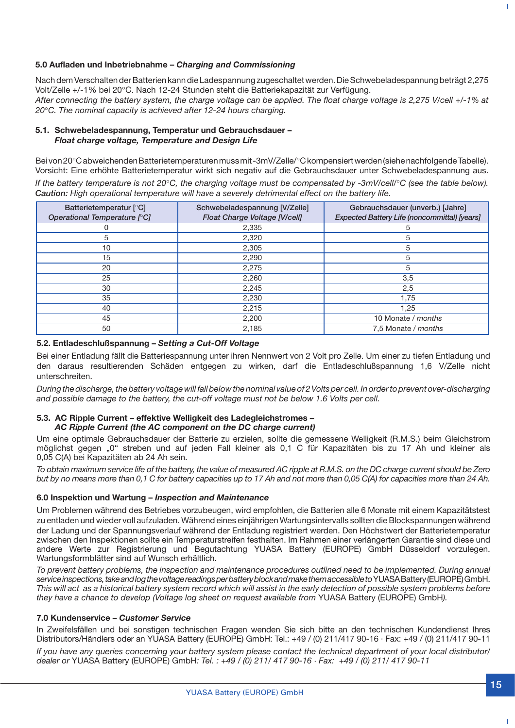### 5.0 Aufladen und Inbetriebnahme – *Charging and Commissioning*

Nach dem Verschalten der Batterien kann die Ladespannung zugeschaltet werden. Die Schwebeladespannung beträgt 2,275 Volt/Zelle +/-1% bei 20°C. Nach 12-24 Stunden steht die Batteriekapazität zur Verfügung.
*After connecting the battery system, the charge voltage can be applied. The float charge voltage is 2,275 V/cell +/-1% at 20°C. The nominal capacity is achieved after 12-24 hours charging.*

#### 5.1. Schwebeladespannung, Temperatur und Gebrauchsdauer – *Float charge voltage, Temperature and Design Life*

Bei von 20°C abweichenden Batterietemperaturen muss mit -3mV/Zelle/°C kompensiert werden (siehe nachfolgende Tabelle). Vorsicht: Eine erhöhte Batterietemperatur wirkt sich negativ auf die Gebrauchsdauer unter Schwebeladespannung aus.
*If the battery temperature is not 20°C, the charging voltage must be compensated by -3mV/cell/°C (see the table below).* ***Caution:*** *High operational temperature will have a severely detrimental effect on the battery life.*

| Batterietemperatur [°C] *Operational Temperature [°C]* | Schwebeladespannung [V/Zelle] *Float Charge Voltage [V/cell]* | Gebrauchsdauer (unverb.) [Jahre] *Expected Battery Life (noncommittal) [years]* |
|---|---|---|
| 0 | 2,335 | 5 |
| 5 | 2,320 | 5 |
| 10 | 2,305 | 5 |
| 15 | 2,290 | 5 |
| 20 | 2,275 | 5 |
| 25 | 2,260 | 3,5 |
| 30 | 2,245 | 2,5 |
| 35 | 2,230 | 1,75 |
| 40 | 2,215 | 1,25 |
| 45 | 2,200 | 10 Monate / *months* |
| 50 | 2,185 | 7,5 Monate / *months* |

#### 5.2. Entladeschlußspannung – *Setting a Cut-Off Voltage*

Bei einer Entladung fällt die Batteriespannung unter ihren Nennwert von 2 Volt pro Zelle. Um einer zu tiefen Entladung und den daraus resultierenden Schäden entgegen zu wirken, darf die Entladeschlußspannung 1,6 V/Zelle nicht unterschreiten.

*During the discharge, the battery voltage will fall below the nominal value of 2 Volts per cell. In order to prevent over-discharging and possible damage to the battery, the cut-off voltage must not be below 1.6 Volts per cell.*

#### 5.3. AC Ripple Current – effektive Welligkeit des Ladegleichstromes – *AC Ripple Current (the AC component on the DC charge current)*

Um eine optimale Gebrauchsdauer der Batterie zu erzielen, sollte die gemessene Welligkeit (R.M.S.) beim Gleichstrom möglichst gegen „0“ streben und auf jeden Fall kleiner als 0,1 C für Kapazitäten bis zu 17 Ah und kleiner als 0,05 C(A) bei Kapazitäten ab 24 Ah sein.

*To obtain maximum service life of the battery, the value of measured AC ripple at R.M.S. on the DC charge current should be Zero but by no means more than 0,1 C for battery capacities up to 17 Ah and not more than 0,05 C(A) for capacities more than 24 Ah.*

### 6.0 Inspektion und Wartung – *Inspection and Maintenance*

Um Problemen während des Betriebes vorzubeugen, wird empfohlen, die Batterien alle 6 Monate mit einem Kapazitätstest zu entladen und wieder voll aufzuladen. Während eines einjährigen Wartungsintervalls sollten die Blockspannungen während der Ladung und der Spannungsverlauf während der Entladung registriert werden. Den Höchstwert der Batterietemperatur zwischen den Inspektionen sollte ein Temperaturstreifen festhalten. Im Rahmen einer verlängerten Garantie sind diese und andere Werte zur Registrierung und Begutachtung YUASA Battery (EUROPE) GmbH Düsseldorf vorzulegen. Wartungsformblätter sind auf Wunsch erhältlich.

*To prevent battery problems, the inspection and maintenance procedures outlined need to be implemented. During annual service inspections, take and log the voltage readings per battery block and make them accessible to* YUASA Battery (EUROPE) GmbH. *This will act as a historical battery system record which will assist in the early detection of possible system problems before they have a chance to develop (Voltage log sheet on request available from* YUASA Battery (EUROPE) GmbH*).*

### 7.0 Kundenservice – *Customer Service*

In Zweifelsfällen und bei sonstigen technischen Fragen wenden Sie sich bitte an den technischen Kundendienst Ihres Distributors/Händlers oder an YUASA Battery (EUROPE) GmbH: Tel.: +49 / (0) 211/417 90-16 · Fax: +49 / (0) 211/417 90-11

*If you have any queries concerning your battery system please contact the technical department of your local distributor/ dealer or* YUASA Battery (EUROPE) GmbH*: Tel. : +49 / (0) 211/ 417 90-16 · Fax: +49 / (0) 211/ 417 90-11*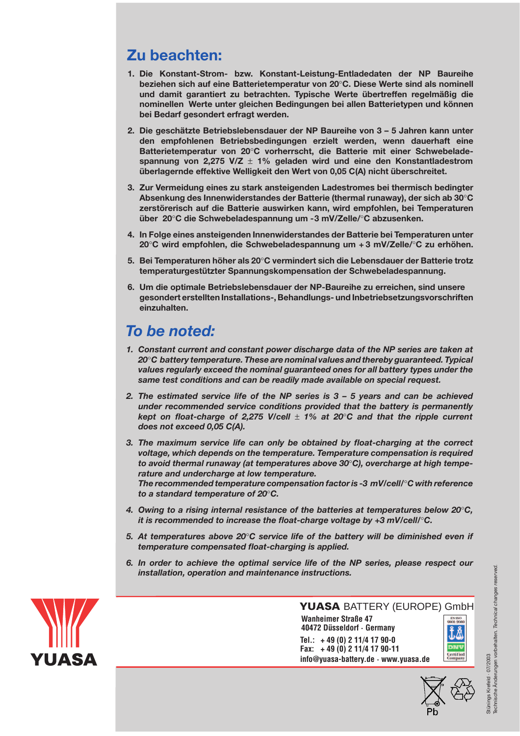## Zu beachten:

1. **Die Konstant-Strom- bzw. Konstant-Leistung-Entladedaten der NP Baureihe beziehen sich auf eine Batterietemperatur von 20°C. Diese Werte sind als nominell und damit garantiert zu betrachten. Typische Werte übertreffen regelmäßig die nominellen Werte unter gleichen Bedingungen bei allen Batterietypen und können bei Bedarf gesondert erfragt werden.**
2. **Die geschätzte Betriebslebensdauer der NP Baureihe von 3 – 5 Jahren kann unter den empfohlenen Betriebsbedingungen erzielt werden, wenn dauerhaft eine Batterietemperatur von 20°C vorherrscht, die Batterie mit einer Schwebeladespannung von 2,275 V/Z ± 1% geladen wird und eine den Konstantladestrom überlagernde effektive Welligkeit den Wert von 0,05 C(A) nicht überschreitet.**
3. **Zur Vermeidung eines zu stark ansteigenden Ladestromes bei thermisch bedingter Absenkung des Innenwiderstandes der Batterie (thermal runaway), der sich ab 30°C zerstörerisch auf die Batterie auswirken kann, wird empfohlen, bei Temperaturen über 20°C die Schwebeladespannung um -3 mV/Zelle/°C abzusenken.**
4. **In Folge eines ansteigenden Innenwiderstandes der Batterie bei Temperaturen unter 20°C wird empfohlen, die Schwebeladespannung um +3 mV/Zelle/°C zu erhöhen.**
5. **Bei Temperaturen höher als 20°C vermindert sich die Lebensdauer der Batterie trotz temperaturgestützter Spannungskompensation der Schwebeladespannung.**
6. **Um die optimale Betriebslebensdauer der NP-Baureihe zu erreichen, sind unsere gesondert erstellten Installations-, Behandlungs- und Inbetriebsetzungsvorschriften einzuhalten.**

## *To be noted:*

1. ***Constant current and constant power discharge data of the NP series are taken at 20°C battery temperature. These are nominal values and thereby guaranteed. Typical values regularly exceed the nominal guaranteed ones for all battery types under the same test conditions and can be readily made available on special request.***
2. ***The estimated service life of the NP series is 3 – 5 years and can be achieved under recommended service conditions provided that the battery is permanently kept on float-charge of 2,275 V/cell ± 1% at 20°C and that the ripple current does not exceed 0,05 C(A).***
3. ***The maximum service life can only be obtained by float-charging at the correct voltage, which depends on the temperature. Temperature compensation is required to avoid thermal runaway (at temperatures above 30°C), overcharge at high temperature and undercharge at low temperature.***
   ***The recommended temperature compensation factor is -3 mV/cell/°C with reference to a standard temperature of 20°C.***
4. ***Owing to a rising internal resistance of the batteries at temperatures below 20°C, it is recommended to increase the float-charge voltage by +3 mV/cell/°C.***
5. ***At temperatures above 20°C service life of the battery will be diminished even if temperature compensated float-charging is applied.***
6. ***In order to achieve the optimal service life of the NP series, please respect our installation, operation and maintenance instructions.***

YUASA

**YUASA** BATTERY (EUROPE) GmbH

**Wanheimer Straße 47**
**40472 Düsseldorf · Germany**

**Tel.: + 49 (0) 2 11/4 17 90-0**
**Fax: + 49 (0) 2 11/4 17 90-11**
**info@yuasa-battery.de · www.yuasa.de**

EN ISO 9001:2000 DNV Certified Company

Pb

Stünings Krefeld · 07/2003
Technische Änderungen vorbehalten. *Technical changes reserved.*